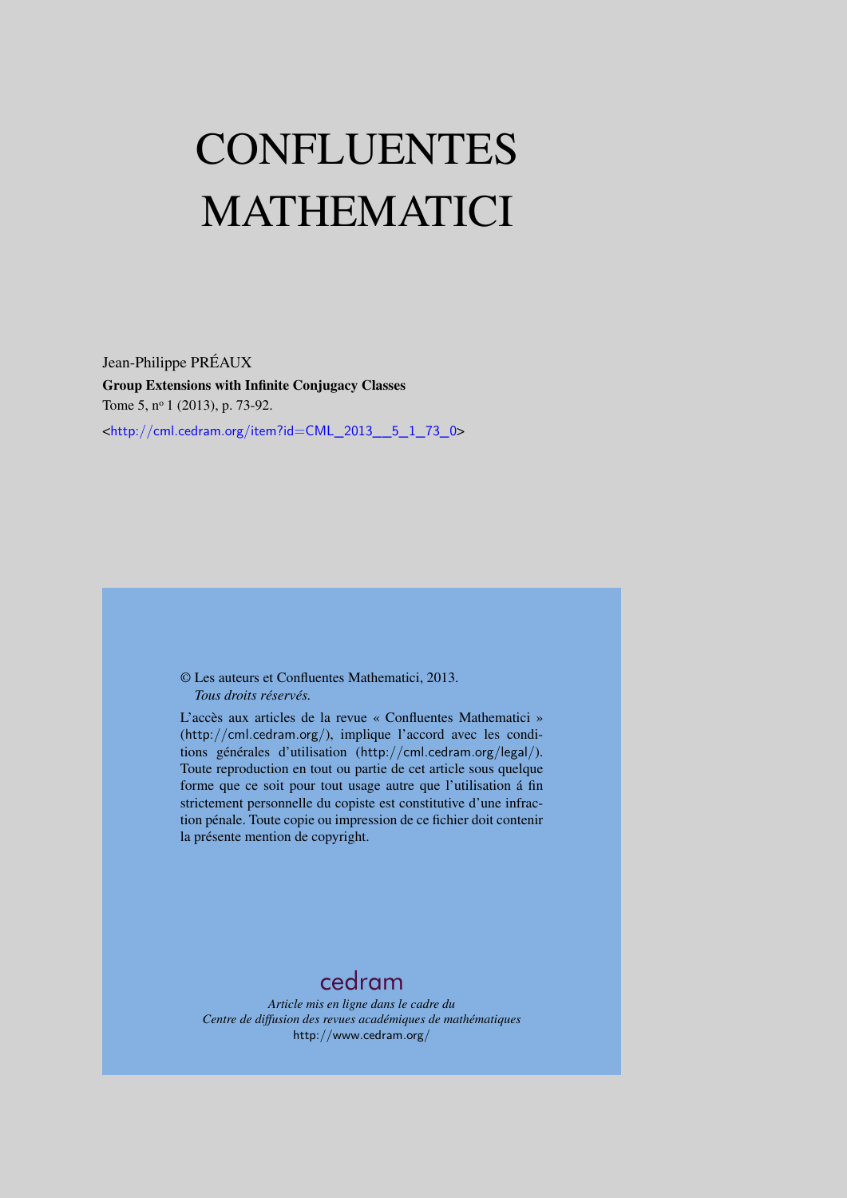# CONFLUENTES MATHEMATICI

Jean-Philippe PRÉAUX

**Group Extensions with Infinite Conjugacy Classes**

Tome 5, nº 1 (2013), p. 73-92.

<http://cml.cedram.org/item?id=CML_2013__5_1_73_0>

© Les auteurs et Confluentes Mathematici, 2013.
*Tous droits réservés.*

L'accès aux articles de la revue « Confluentes Mathematici » (http://cml.cedram.org/), implique l'accord avec les conditions générales d'utilisation (http://cml.cedram.org/legal/). Toute reproduction en tout ou partie de cet article sous quelque forme que ce soit pour tout usage autre que l'utilisation á fin strictement personnelle du copiste est constitutive d'une infraction pénale. Toute copie ou impression de ce fichier doit contenir la présente mention de copyright.

cedram

*Article mis en ligne dans le cadre du*
*Centre de diffusion des revues académiques de mathématiques*
http://www.cedram.org/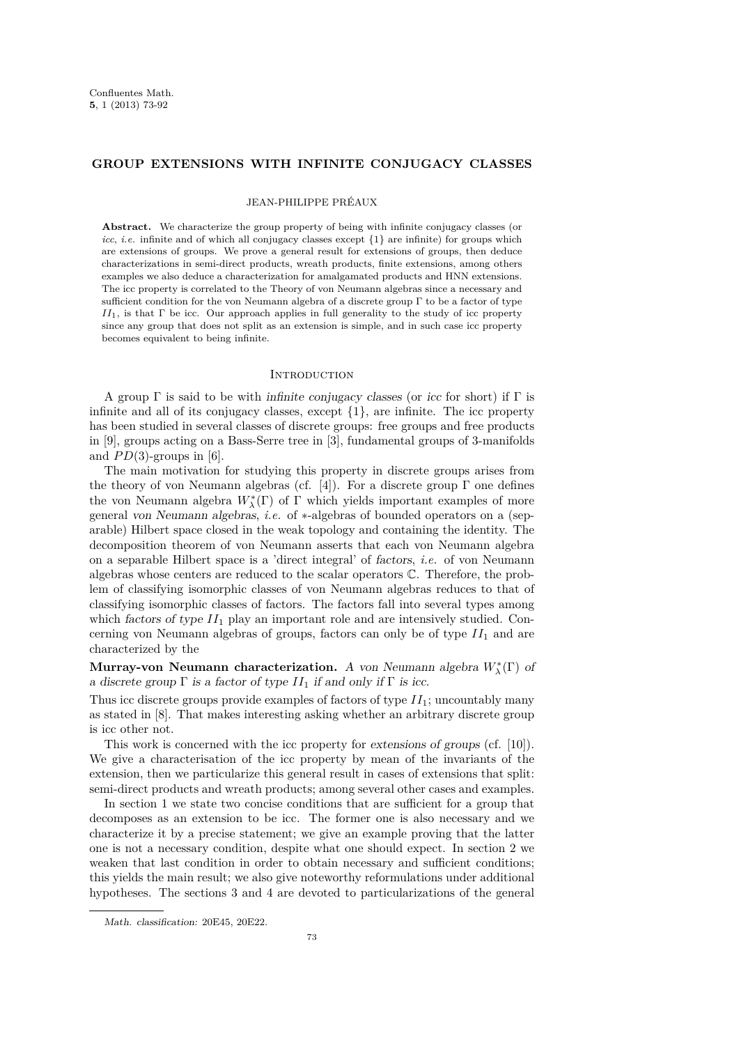# GROUP EXTENSIONS WITH INFINITE CONJUGACY CLASSES

JEAN-PHILIPPE PRÉAUX

**Abstract.** We characterize the group property of being with infinite conjugacy classes (or *icc*, *i.e.* infinite and of which all conjugacy classes except $\{1\}$ are infinite) for groups which are extensions of groups. We prove a general result for extensions of groups, then deduce characterizations in semi-direct products, wreath products, finite extensions, among others examples we also deduce a characterization for amalgamated products and HNN extensions. The icc property is correlated to the Theory of von Neumann algebras since a necessary and sufficient condition for the von Neumann algebra of a discrete group $\Gamma$ to be a factor of type $II_1$, is that $\Gamma$ be icc. Our approach applies in full generality to the study of icc property since any group that does not split as an extension is simple, and in such case icc property becomes equivalent to being infinite.

## Introduction

A group $\Gamma$ is said to be with *infinite conjugacy classes* (or *icc* for short) if $\Gamma$ is infinite and all of its conjugacy classes, except $\{1\}$, are infinite. The icc property has been studied in several classes of discrete groups: free groups and free products in [9], groups acting on a Bass-Serre tree in [3], fundamental groups of 3-manifolds and $PD(3)$-groups in [6].

The main motivation for studying this property in discrete groups arises from the theory of von Neumann algebras (cf. [4]). For a discrete group $\Gamma$ one defines the von Neumann algebra $W^*_\lambda(\Gamma)$ of $\Gamma$ which yields important examples of more general *von Neumann algebras*, *i.e.* of $*$-algebras of bounded operators on a (separable) Hilbert space closed in the weak topology and containing the identity. The decomposition theorem of von Neumann asserts that each von Neumann algebra on a separable Hilbert space is a 'direct integral' of *factors*, *i.e.* of von Neumann algebras whose centers are reduced to the scalar operators $\mathbb{C}$. Therefore, the problem of classifying isomorphic classes of von Neumann algebras reduces to that of classifying isomorphic classes of factors. The factors fall into several types among which *factors of type* $II_1$ play an important role and are intensively studied. Concerning von Neumann algebras of groups, factors can only be of type $II_1$ and are characterized by the

**Murray-von Neumann characterization.** *A von Neumann algebra $W^*_\lambda(\Gamma)$ of a discrete group $\Gamma$ is a factor of type $II_1$ if and only if $\Gamma$ is icc.*

Thus icc discrete groups provide examples of factors of type $II_1$; uncountably many as stated in [8]. That makes interesting asking whether an arbitrary discrete group is icc other not.

This work is concerned with the icc property for *extensions of groups* (cf. [10]). We give a characterisation of the icc property by mean of the invariants of the extension, then we particularize this general result in cases of extensions that split: semi-direct products and wreath products; among several other cases and examples.

In section 1 we state two concise conditions that are sufficient for a group that decomposes as an extension to be icc. The former one is also necessary and we characterize it by a precise statement; we give an example proving that the latter one is not a necessary condition, despite what one should expect. In section 2 we weaken that last condition in order to obtain necessary and sufficient conditions; this yields the main result; we also give noteworthy reformulations under additional hypotheses. The sections 3 and 4 are devoted to particularizations of the general

*Math. classification:* 20E45, 20E22.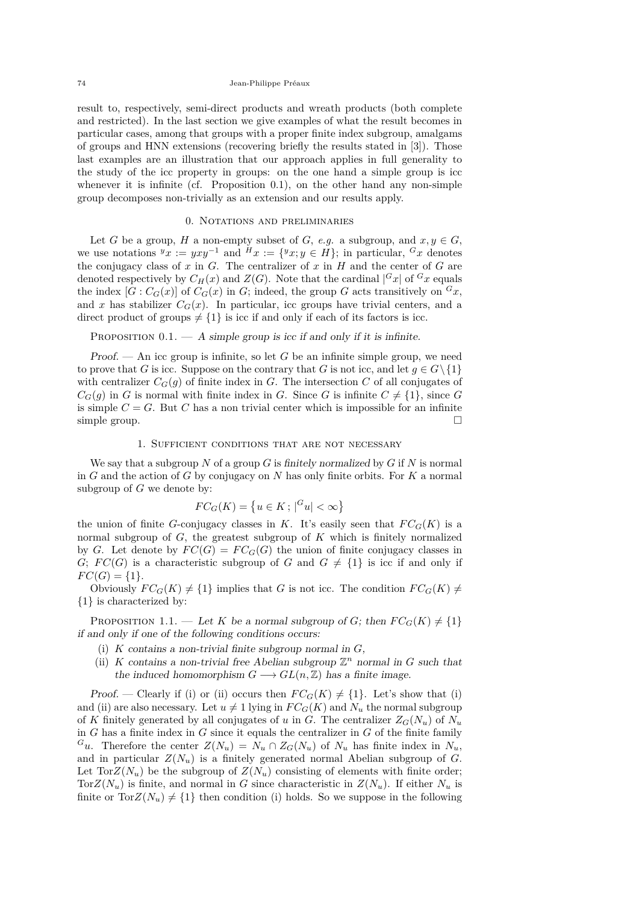result to, respectively, semi-direct products and wreath products (both complete and restricted). In the last section we give examples of what the result becomes in particular cases, among that groups with a proper finite index subgroup, amalgams of groups and HNN extensions (recovering briefly the results stated in [3]). Those last examples are an illustration that our approach applies in full generality to the study of the icc property in groups: on the one hand a simple group is icc whenever it is infinite (cf. Proposition 0.1), on the other hand any non-simple group decomposes non-trivially as an extension and our results apply.

## 0. Notations and preliminaries

Let $G$ be a group, $H$ a non-empty subset of $G$, *e.g.* a subgroup, and $x, y \in G$, we use notations ${}^{y}x := yxy^{-1}$ and ${}^{H}x := \{{}^{y}x; y \in H\}$; in particular, ${}^{G}x$ denotes the conjugacy class of $x$ in $G$. The centralizer of $x$ in $H$ and the center of $G$ are denoted respectively by $C_H(x)$ and $Z(G)$. Note that the cardinal $|{}^{G}x|$ of ${}^{G}x$ equals the index $[G : C_G(x)]$ of $C_G(x)$ in $G$; indeed, the group $G$ acts transitively on ${}^{G}x$, and $x$ has stabilizer $C_G(x)$. In particular, icc groups have trivial centers, and a direct product of groups $\neq \{1\}$ is icc if and only if each of its factors is icc.

Proposition 0.1. — *A simple group is icc if and only if it is infinite.*

*Proof.* — An icc group is infinite, so let $G$ be an infinite simple group, we need to prove that $G$ is icc. Suppose on the contrary that $G$ is not icc, and let $g \in G \setminus \{1\}$ with centralizer $C_G(g)$ of finite index in $G$. The intersection $C$ of all conjugates of $C_G(g)$ in $G$ is normal with finite index in $G$. Since $G$ is infinite $C \neq \{1\}$, since $G$ is simple $C = G$. But $C$ has a non trivial center which is impossible for an infinite simple group. □

## 1. Sufficient conditions that are not necessary

We say that a subgroup $N$ of a group $G$ is *finitely normalized* by $G$ if $N$ is normal in $G$ and the action of $G$ by conjugacy on $N$ has only finite orbits. For $K$ a normal subgroup of $G$ we denote by:

$$FC_G(K) = \left\{u \in K\,;\, |{}^{G}u| < \infty\right\}$$

the union of finite $G$-conjugacy classes in $K$. It's easily seen that $FC_G(K)$ is a normal subgroup of $G$, the greatest subgroup of $K$ which is finitely normalized by $G$. Let denote by $FC(G) = FC_G(G)$ the union of finite conjugacy classes in $G$; $FC(G)$ is a characteristic subgroup of $G$ and $G \neq \{1\}$ is icc if and only if $FC(G) = \{1\}$.

Obviously $FC_G(K) \neq \{1\}$ implies that $G$ is not icc. The condition $FC_G(K) \neq \{1\}$ is characterized by:

Proposition 1.1. — *Let $K$ be a normal subgroup of $G$; then $FC_G(K) \neq \{1\}$ if and only if one of the following conditions occurs:*

(i) *$K$ contains a non-trivial finite subgroup normal in $G$,*

(ii) *$K$ contains a non-trivial free Abelian subgroup $\mathbb{Z}^n$ normal in $G$ such that the induced homomorphism $G \longrightarrow GL(n, \mathbb{Z})$ has a finite image.*

*Proof.* — Clearly if (i) or (ii) occurs then $FC_G(K) \neq \{1\}$. Let's show that (i) and (ii) are also necessary. Let $u \neq 1$ lying in $FC_G(K)$ and $N_u$ the normal subgroup of $K$ finitely generated by all conjugates of $u$ in $G$. The centralizer $Z_G(N_u)$ of $N_u$ in $G$ has a finite index in $G$ since it equals the centralizer in $G$ of the finite family ${}^{G}u$. Therefore the center $Z(N_u) = N_u \cap Z_G(N_u)$ of $N_u$ has finite index in $N_u$, and in particular $Z(N_u)$ is a finitely generated normal Abelian subgroup of $G$. Let $\mathrm{Tor}Z(N_u)$ be the subgroup of $Z(N_u)$ consisting of elements with finite order; $\mathrm{Tor}Z(N_u)$ is finite, and normal in $G$ since characteristic in $Z(N_u)$. If either $N_u$ is finite or $\mathrm{Tor}Z(N_u) \neq \{1\}$ then condition (i) holds. So we suppose in the following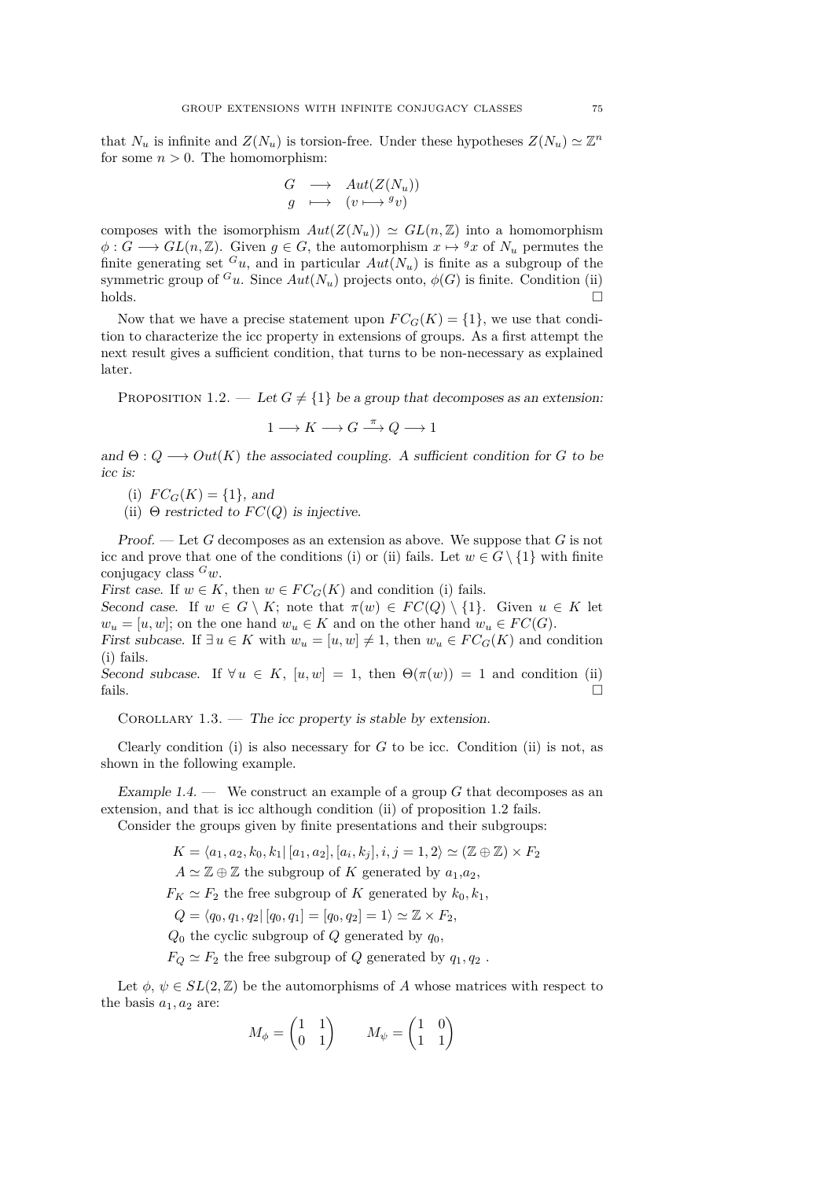that $N_u$ is infinite and $Z(N_u)$ is torsion-free. Under these hypotheses $Z(N_u) \simeq \mathbb{Z}^n$ for some $n > 0$. The homomorphism:

$$\begin{array}{rcl} G & \longrightarrow & Aut(Z(N_u)) \\ g & \longmapsto & (v \longmapsto {}^g v) \end{array}$$

composes with the isomorphism $Aut(Z(N_u)) \simeq GL(n, \mathbb{Z})$ into a homomorphism $\phi : G \longrightarrow GL(n, \mathbb{Z})$. Given $g \in G$, the automorphism $x \mapsto {}^g x$ of $N_u$ permutes the finite generating set ${}^G u$, and in particular $Aut(N_u)$ is finite as a subgroup of the symmetric group of ${}^G u$. Since $Aut(N_u)$ projects onto, $\phi(G)$ is finite. Condition (ii) holds. □

Now that we have a precise statement upon $FC_G(K) = \{1\}$, we use that condition to characterize the icc property in extensions of groups. As a first attempt the next result gives a sufficient condition, that turns to be non-necessary as explained later.

Proposition 1.2. — *Let $G \neq \{1\}$ be a group that decomposes as an extension:*

$$1 \longrightarrow K \longrightarrow G \stackrel{\pi}{\longrightarrow} Q \longrightarrow 1$$

*and $\Theta : Q \longrightarrow Out(K)$ the associated coupling. A sufficient condition for $G$ to be icc is:*

(i) *$FC_G(K) = \{1\}$, and*
(ii) *$\Theta$ restricted to $FC(Q)$ is injective.*

*Proof.* — Let $G$ decomposes as an extension as above. We suppose that $G$ is not icc and prove that one of the conditions (i) or (ii) fails. Let $w \in G \setminus \{1\}$ with finite conjugacy class ${}^G w$.
*First case.* If $w \in K$, then $w \in FC_G(K)$ and condition (i) fails.
*Second case.* If $w \in G \setminus K$; note that $\pi(w) \in FC(Q) \setminus \{1\}$. Given $u \in K$ let $w_u = [u, w]$; on the one hand $w_u \in K$ and on the other hand $w_u \in FC(G)$.
*First subcase.* If $\exists\, u \in K$ with $w_u = [u, w] \neq 1$, then $w_u \in FC_G(K)$ and condition (i) fails.
*Second subcase.* If $\forall\, u \in K$, $[u, w] = 1$, then $\Theta(\pi(w)) = 1$ and condition (ii) fails. □

Corollary 1.3. — *The icc property is stable by extension.*

Clearly condition (i) is also necessary for $G$ to be icc. Condition (ii) is not, as shown in the following example.

*Example 1.4.* — We construct an example of a group $G$ that decomposes as an extension, and that is icc although condition (ii) of proposition 1.2 fails.

Consider the groups given by finite presentations and their subgroups:

$$K = \langle a_1, a_2, k_0, k_1 |\, [a_1, a_2], [a_i, k_j], i, j = 1, 2 \rangle \simeq (\mathbb{Z} \oplus \mathbb{Z}) \times F_2$$

$A \simeq \mathbb{Z} \oplus \mathbb{Z}$ the subgroup of $K$ generated by $a_1$,$a_2$,

$F_K \simeq F_2$ the free subgroup of $K$ generated by $k_0, k_1$,

$$Q = \langle q_0, q_1, q_2 |\, [q_0, q_1] = [q_0, q_2] = 1 \rangle \simeq \mathbb{Z} \times F_2,$$

$Q_0$ the cyclic subgroup of $Q$ generated by $q_0$,

$F_Q \simeq F_2$ the free subgroup of $Q$ generated by $q_1, q_2$ .

Let $\phi$, $\psi \in SL(2, \mathbb{Z})$ be the automorphisms of $A$ whose matrices with respect to the basis $a_1, a_2$ are:

$$M_\phi = \begin{pmatrix} 1 & 1 \\ 0 & 1 \end{pmatrix} \qquad M_\psi = \begin{pmatrix} 1 & 0 \\ 1 & 1 \end{pmatrix}$$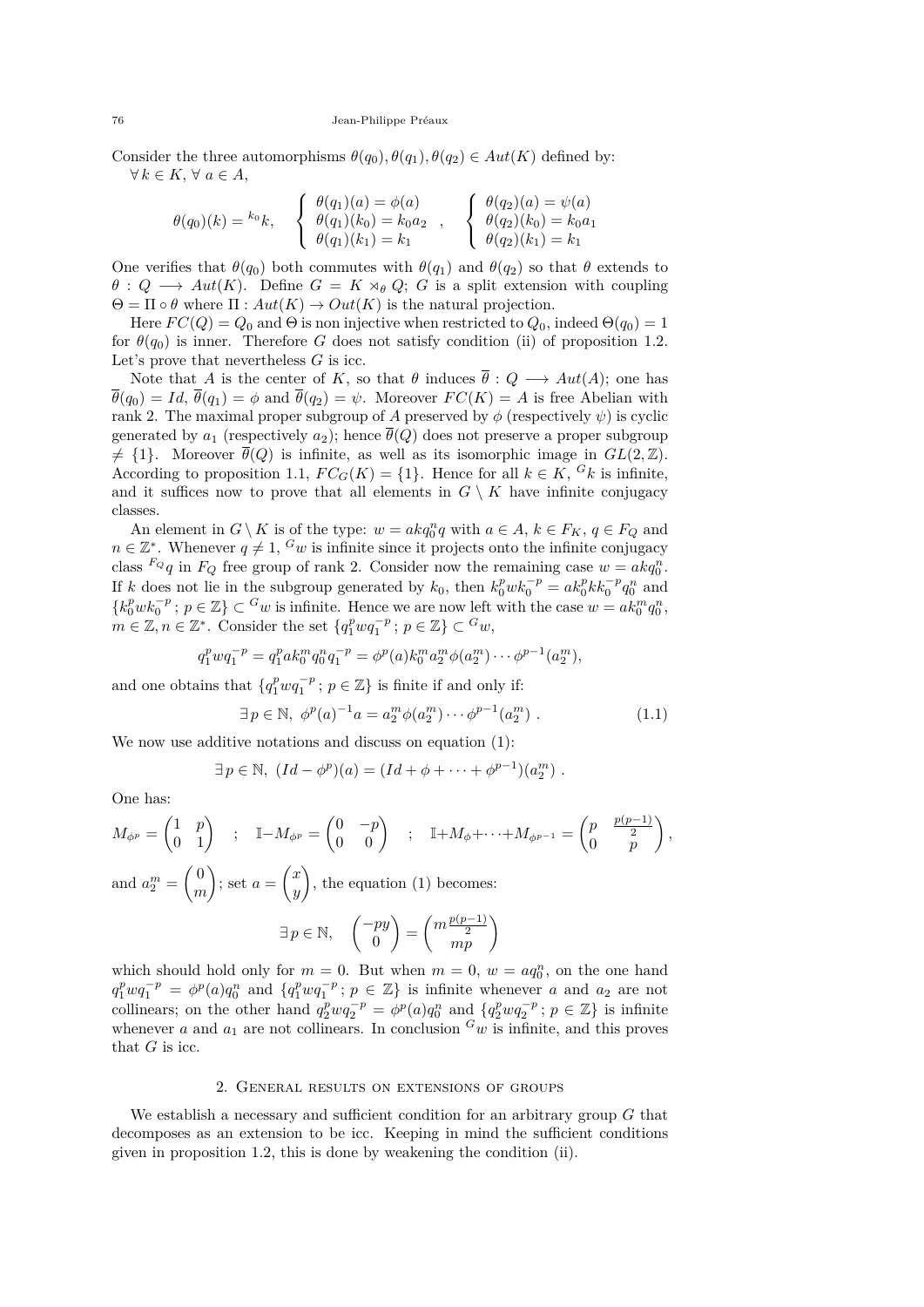Consider the three automorphisms $\theta(q_0), \theta(q_1), \theta(q_2) \in Aut(K)$ defined by: $\forall\, k \in K$, $\forall\, a \in A$,

$$\theta(q_0)(k) = {}^{k_0}k, \quad \begin{cases} \theta(q_1)(a) = \phi(a) \\ \theta(q_1)(k_0) = k_0 a_2 \\ \theta(q_1)(k_1) = k_1 \end{cases}, \quad \begin{cases} \theta(q_2)(a) = \psi(a) \\ \theta(q_2)(k_0) = k_0 a_1 \\ \theta(q_2)(k_1) = k_1 \end{cases}$$

One verifies that $\theta(q_0)$ both commutes with $\theta(q_1)$ and $\theta(q_2)$ so that $\theta$ extends to $\theta : Q \longrightarrow Aut(K)$. Define $G = K \rtimes_\theta Q$; $G$ is a split extension with coupling $\Theta = \Pi \circ \theta$ where $\Pi : Aut(K) \to Out(K)$ is the natural projection.

Here $FC(Q) = Q_0$ and $\Theta$ is non injective when restricted to $Q_0$, indeed $\Theta(q_0) = 1$ for $\theta(q_0)$ is inner. Therefore $G$ does not satisfy condition (ii) of proposition 1.2. Let's prove that nevertheless $G$ is icc.

Note that $A$ is the center of $K$, so that $\theta$ induces $\overline{\theta} : Q \longrightarrow Aut(A)$; one has $\overline{\theta}(q_0) = Id$, $\overline{\theta}(q_1) = \phi$ and $\overline{\theta}(q_2) = \psi$. Moreover $FC(K) = A$ is free Abelian with rank 2. The maximal proper subgroup of $A$ preserved by $\phi$ (respectively $\psi$) is cyclic generated by $a_1$ (respectively $a_2$); hence $\overline{\theta}(Q)$ does not preserve a proper subgroup $\neq \{1\}$. Moreover $\overline{\theta}(Q)$ is infinite, as well as its isomorphic image in $GL(2, \mathbb{Z})$. According to proposition 1.1, $FC_G(K) = \{1\}$. Hence for all $k \in K$, ${}^G k$ is infinite, and it suffices now to prove that all elements in $G \setminus K$ have infinite conjugacy classes.

An element in $G \setminus K$ is of the type: $w = akq_0^n q$ with $a \in A$, $k \in F_K$, $q \in F_Q$ and $n \in \mathbb{Z}^*$. Whenever $q \neq 1$, ${}^G w$ is infinite since it projects onto the infinite conjugacy class ${}^{F_Q}q$ in $F_Q$ free group of rank 2. Consider now the remaining case $w = akq_0^n$. If $k$ does not lie in the subgroup generated by $k_0$, then $k_0^p w k_0^{-p} = a k_0^p k k_0^{-p} q_0^n$ and $\{k_0^p w k_0^{-p}\,;\, p \in \mathbb{Z}\} \subset {}^G w$ is infinite. Hence we are now left with the case $w = a k_0^m q_0^n$, $m \in \mathbb{Z}, n \in \mathbb{Z}^*$. Consider the set $\{q_1^p w q_1^{-p}\,;\, p \in \mathbb{Z}\} \subset {}^G w$,

$$q_1^p w q_1^{-p} = q_1^p a k_0^m q_0^n q_1^{-p} = \phi^p(a) k_0^m a_2^m \phi(a_2^m) \cdots \phi^{p-1}(a_2^m),$$

and one obtains that $\{q_1^p w q_1^{-p}\,;\, p \in \mathbb{Z}\}$ is finite if and only if:

$$\exists\, p \in \mathbb{N},\ \phi^p(a)^{-1} a = a_2^m \phi(a_2^m) \cdots \phi^{p-1}(a_2^m)\ . \tag{1.1}$$

We now use additive notations and discuss on equation (1):

$$\exists\, p \in \mathbb{N},\ (Id - \phi^p)(a) = (Id + \phi + \cdots + \phi^{p-1})(a_2^m)\ .$$

One has:

$$M_{\phi^p} = \begin{pmatrix} 1 & p \\ 0 & 1 \end{pmatrix} \quad ; \quad \mathbb{I} - M_{\phi^p} = \begin{pmatrix} 0 & -p \\ 0 & 0 \end{pmatrix} \quad ; \quad \mathbb{I} + M_\phi + \cdots + M_{\phi^{p-1}} = \begin{pmatrix} p & \frac{p(p-1)}{2} \\ 0 & p \end{pmatrix},$$

and $a_2^m = \begin{pmatrix} 0 \\ m \end{pmatrix}$; set $a = \begin{pmatrix} x \\ y \end{pmatrix}$, the equation (1) becomes:

$$\exists\, p \in \mathbb{N}, \quad \begin{pmatrix} -py \\ 0 \end{pmatrix} = \begin{pmatrix} m\frac{p(p-1)}{2} \\ mp \end{pmatrix}$$

which should hold only for $m = 0$. But when $m = 0$, $w = a q_0^n$, on the one hand $q_1^p w q_1^{-p} = \phi^p(a) q_0^n$ and $\{q_1^p w q_1^{-p}\,;\, p \in \mathbb{Z}\}$ is infinite whenever $a$ and $a_2$ are not collinears; on the other hand $q_2^p w q_2^{-p} = \phi^p(a) q_0^n$ and $\{q_2^p w q_2^{-p}\,;\, p \in \mathbb{Z}\}$ is infinite whenever $a$ and $a_1$ are not collinears. In conclusion ${}^G w$ is infinite, and this proves that $G$ is icc.

## 2. General results on extensions of groups

We establish a necessary and sufficient condition for an arbitrary group $G$ that decomposes as an extension to be icc. Keeping in mind the sufficient conditions given in proposition 1.2, this is done by weakening the condition (ii).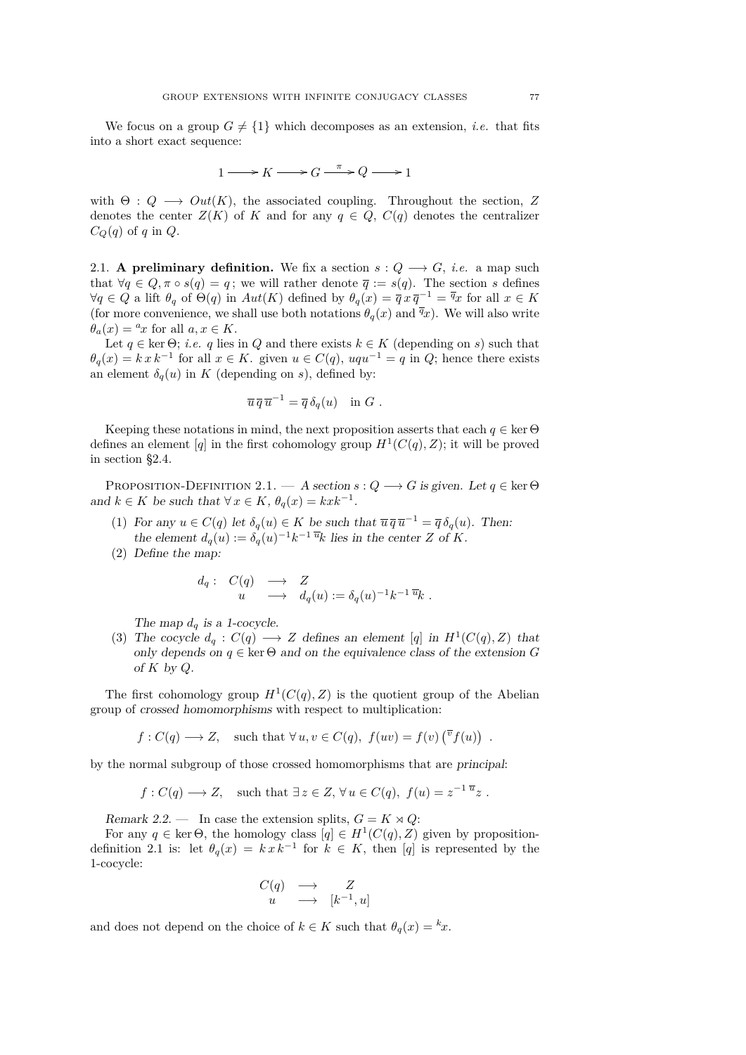We focus on a group $G \neq \{1\}$ which decomposes as an extension, *i.e.* that fits into a short exact sequence:

$$1 \longrightarrow K \longrightarrow G \xrightarrow{\pi} Q \longrightarrow 1$$

with $\Theta : Q \longrightarrow Out(K)$, the associated coupling. Throughout the section, $Z$ denotes the center $Z(K)$ of $K$ and for any $q \in Q$, $C(q)$ denotes the centralizer $C_Q(q)$ of $q$ in $Q$.

2.1. **A preliminary definition.** We fix a section $s : Q \longrightarrow G$, *i.e.* a map such that $\forall q \in Q, \pi \circ s(q) = q$ ; we will rather denote $\overline{q} := s(q)$. The section $s$ defines $\forall q \in Q$ a lift $\theta_q$ of $\Theta(q)$ in $Aut(K)$ defined by $\theta_q(x) = \overline{q}\, x\, \overline{q}^{-1} = {}^{\overline{q}}x$ for all $x \in K$ (for more convenience, we shall use both notations $\theta_q(x)$ and ${}^{\overline{q}}x$). We will also write $\theta_a(x) = {}^{a}x$ for all $a, x \in K$.

Let $q \in \ker \Theta$; *i.e.* $q$ lies in $Q$ and there exists $k \in K$ (depending on $s$) such that $\theta_q(x) = k\, x\, k^{-1}$ for all $x \in K$. given $u \in C(q)$, $uqu^{-1} = q$ in $Q$; hence there exists an element $\delta_q(u)$ in $K$ (depending on $s$), defined by:

$$\overline{u}\, \overline{q}\, \overline{u}^{-1} = \overline{q}\, \delta_q(u) \quad \text{in } G\ .$$

Keeping these notations in mind, the next proposition asserts that each $q \in \ker \Theta$ defines an element $[q]$ in the first cohomology group $H^1(C(q), Z)$; it will be proved in section §2.4.

Proposition-Definition 2.1. — *A section $s : Q \longrightarrow G$ is given. Let $q \in \ker \Theta$ and $k \in K$ be such that $\forall\, x \in K,\ \theta_q(x) = kxk^{-1}$.*

1. *For any $u \in C(q)$ let $\delta_q(u) \in K$ be such that $\overline{u}\, \overline{q}\, \overline{u}^{-1} = \overline{q}\, \delta_q(u)$. Then: the element $d_q(u) := \delta_q(u)^{-1} k^{-1}\, {}^{\overline{u}}k$ lies in the center $Z$ of $K$.*
2. *Define the map:*

$$\begin{array}{rccl} d_q : & C(q) & \longrightarrow & Z \\ & u & \longrightarrow & d_q(u) := \delta_q(u)^{-1} k^{-1}\, {}^{\overline{u}}k\ . \end{array}$$

   *The map $d_q$ is a 1-cocycle.*
3. *The cocycle $d_q : C(q) \longrightarrow Z$ defines an element $[q]$ in $H^1(C(q), Z)$ that only depends on $q \in \ker \Theta$ and on the equivalence class of the extension $G$ of $K$ by $Q$.*

The first cohomology group $H^1(C(q), Z)$ is the quotient group of the Abelian group of *crossed homomorphisms* with respect to multiplication:

$$f : C(q) \longrightarrow Z, \quad \text{such that } \forall\, u, v \in C(q),\ f(uv) = f(v) \left({}^{\overline{v}}f(u)\right)\ .$$

by the normal subgroup of those crossed homomorphisms that are *principal*:

$$f : C(q) \longrightarrow Z, \quad \text{such that } \exists\, z \in Z, \forall\, u \in C(q),\ f(u) = z^{-1}\, {}^{\overline{u}}z\ .$$

*Remark 2.2.* — In case the extension splits, $G = K \rtimes Q$:

For any $q \in \ker \Theta$, the homology class $[q] \in H^1(C(q), Z)$ given by proposition-definition 2.1 is: let $\theta_q(x) = k\, x\, k^{-1}$ for $k \in K$, then $[q]$ is represented by the 1-cocycle:

$$\begin{array}{ccc} C(q) & \longrightarrow & Z \\ u & \longrightarrow & [k^{-1}, u] \end{array}$$

and does not depend on the choice of $k \in K$ such that $\theta_q(x) = {}^{k}x$.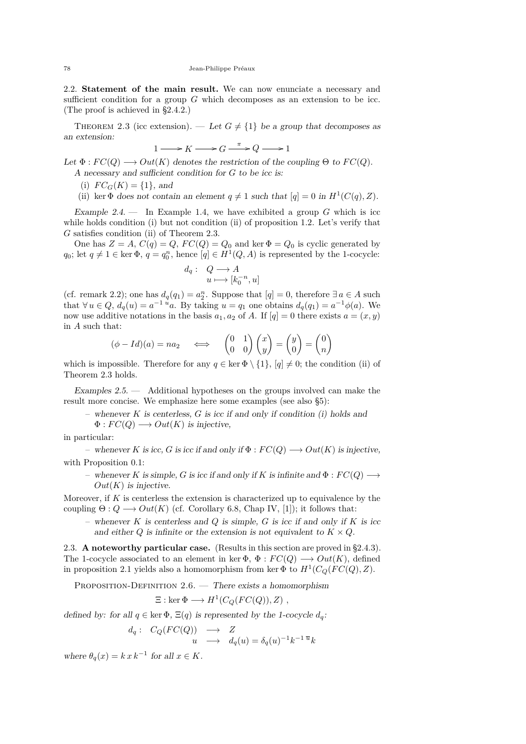2.2. **Statement of the main result.** We can now enunciate a necessary and sufficient condition for a group $G$ which decomposes as an extension to be icc. (The proof is achieved in §2.4.2.)

Theorem 2.3 (icc extension). — *Let $G \neq \{1\}$ be a group that decomposes as an extension:*

$$1 \longrightarrow K \longrightarrow G \xrightarrow{\pi} Q \longrightarrow 1$$

*Let $\Phi : FC(Q) \longrightarrow Out(K)$ denotes the restriction of the coupling $\Theta$ to $FC(Q)$.*

*A necessary and sufficient condition for $G$ to be icc is:*

(i) *$FC_G(K) = \{1\}$, and*

(ii) *$\ker \Phi$ does not contain an element $q \neq 1$ such that $[q] = 0$ in $H^1(C(q), Z)$.*

*Example 2.4.* — In Example 1.4, we have exhibited a group $G$ which is icc while holds condition (i) but not condition (ii) of proposition 1.2. Let's verify that $G$ satisfies condition (ii) of Theorem 2.3.

One has $Z = A$, $C(q) = Q$, $FC(Q) = Q_0$ and $\ker \Phi = Q_0$ is cyclic generated by $q_0$; let $q \neq 1 \in \ker \Phi$, $q = q_0^n$, hence $[q] \in H^1(Q, A)$ is represented by the 1-cocycle:

$$\begin{aligned} d_q :\ \ & Q \longrightarrow A \\ & u \longmapsto [k_0^{-n}, u] \end{aligned}$$

(cf. remark 2.2); one has $d_q(q_1) = a_2^n$. Suppose that $[q] = 0$, therefore $\exists\, a \in A$ such that $\forall\, u \in Q$, $d_q(u) = a^{-1}\,{}^u a$. By taking $u = q_1$ one obtains $d_q(q_1) = a^{-1}\phi(a)$. We now use additive notations in the basis $a_1, a_2$ of $A$. If $[q] = 0$ there exists $a = (x, y)$ in $A$ such that:

$$(\phi - Id)(a) = n a_2 \quad \iff \quad \begin{pmatrix} 0 & 1 \\ 0 & 0 \end{pmatrix} \begin{pmatrix} x \\ y \end{pmatrix} = \begin{pmatrix} y \\ 0 \end{pmatrix} = \begin{pmatrix} 0 \\ n \end{pmatrix}$$

which is impossible. Therefore for any $q \in \ker \Phi \setminus \{1\}$, $[q] \neq 0$; the condition (ii) of Theorem 2.3 holds.

*Examples 2.5.* — Additional hypotheses on the groups involved can make the result more concise. We emphasize here some examples (see also §5):

– *whenever $K$ is centerless, $G$ is icc if and only if condition (i) holds and $\Phi : FC(Q) \longrightarrow Out(K)$ is injective,*

in particular:

– *whenever $K$ is icc, $G$ is icc if and only if $\Phi : FC(Q) \longrightarrow Out(K)$ is injective,*

with Proposition 0.1:

– *whenever $K$ is simple, $G$ is icc if and only if $K$ is infinite and $\Phi : FC(Q) \longrightarrow Out(K)$ is injective.*

Moreover, if $K$ is centerless the extension is characterized up to equivalence by the coupling $\Theta : Q \longrightarrow Out(K)$ (cf. Corollary 6.8, Chap IV, [1]); it follows that:

– *whenever $K$ is centerless and $Q$ is simple, $G$ is icc if and only if $K$ is icc and either $Q$ is infinite or the extension is not equivalent to $K \times Q$.*

2.3. **A noteworthy particular case.** (Results in this section are proved in §2.4.3). The 1-cocycle associated to an element in $\ker \Phi$, $\Phi : FC(Q) \longrightarrow Out(K)$, defined in proposition 2.1 yields also a homomorphism from $\ker \Phi$ to $H^1(C_Q(FC(Q), Z)$.

Proposition-Definition 2.6. — *There exists a homomorphism*

$$\Xi : \ker \Phi \longrightarrow H^1(C_Q(FC(Q)), Z)\ ,$$

*defined by: for all $q \in \ker \Phi$, $\Xi(q)$ is represented by the 1-cocycle $d_q$:*

$$\begin{aligned} d_q :\ \ C_Q(FC(Q)) \ &\longrightarrow\ Z \\ u \ &\longrightarrow\ d_q(u) = \delta_q(u)^{-1} k^{-1}\, {}^{\overline{u}} k \end{aligned}$$

*where $\theta_q(x) = k\, x\, k^{-1}$ for all $x \in K$.*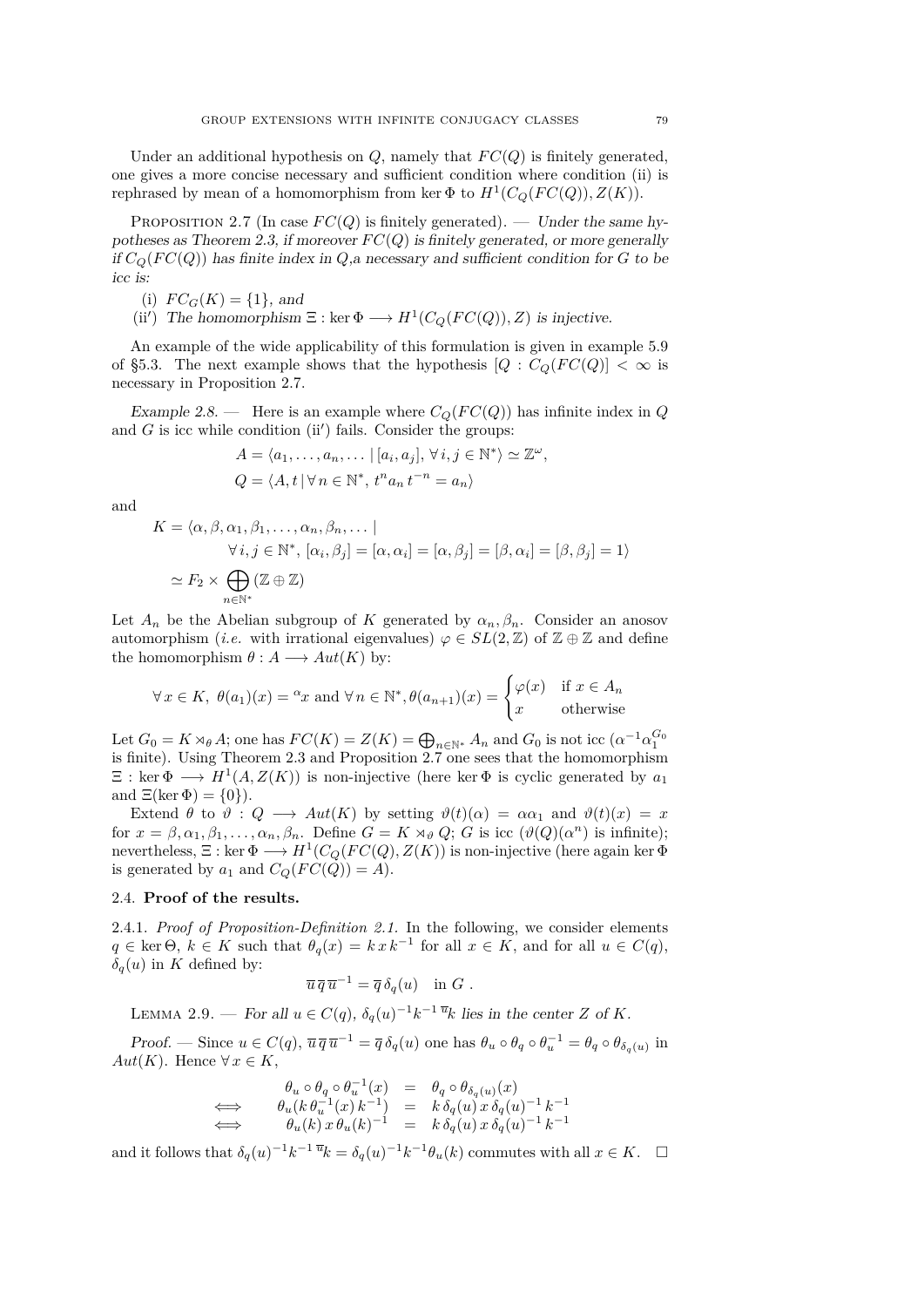Under an additional hypothesis on $Q$, namely that $FC(Q)$ is finitely generated, one gives a more concise necessary and sufficient condition where condition (ii) is rephrased by mean of a homomorphism from $\ker \Phi$ to $H^1(C_Q(FC(Q)), Z(K))$.

Proposition 2.7 (In case $FC(Q)$ is finitely generated). — *Under the same hypotheses as Theorem 2.3, if moreover $FC(Q)$ is finitely generated, or more generally if $C_Q(FC(Q))$ has finite index in $Q$,a necessary and sufficient condition for $G$ to be icc is:*

(i) *$FC_G(K) = \{1\}$, and*

(ii′) *The homomorphism $\Xi : \ker \Phi \longrightarrow H^1(C_Q(FC(Q)), Z)$ is injective.*

An example of the wide applicability of this formulation is given in example 5.9 of §5.3. The next example shows that the hypothesis $[Q : C_Q(FC(Q)] < \infty$ is necessary in Proposition 2.7.

*Example 2.8.* — Here is an example where $C_Q(FC(Q))$ has infinite index in $Q$ and $G$ is icc while condition (ii′) fails. Consider the groups:

$$A = \langle a_1, \ldots, a_n, \ldots \mid [a_i, a_j], \forall\, i, j \in \mathbb{N}^* \rangle \simeq \mathbb{Z}^\omega,$$

$$Q = \langle A, t \mid \forall\, n \in \mathbb{N}^*,\ t^n a_n\, t^{-n} = a_n \rangle$$

and

$$\begin{aligned} K = \langle \alpha, \beta, \alpha_1, \beta_1, \ldots, \alpha_n, \beta_n, \ldots \mid &\\ &\forall\, i, j \in \mathbb{N}^*,\ [\alpha_i, \beta_j] = [\alpha, \alpha_i] = [\alpha, \beta_j] = [\beta, \alpha_i] = [\beta, \beta_j] = 1 \rangle \\ \simeq F_2 \times \bigoplus_{n \in \mathbb{N}^*} (\mathbb{Z} \oplus \mathbb{Z}) & \end{aligned}$$

Let $A_n$ be the Abelian subgroup of $K$ generated by $\alpha_n, \beta_n$. Consider an anosov automorphism (*i.e.* with irrational eigenvalues) $\varphi \in SL(2, \mathbb{Z})$ of $\mathbb{Z} \oplus \mathbb{Z}$ and define the homomorphism $\theta : A \longrightarrow Aut(K)$ by:

$$\forall\, x \in K,\ \theta(a_1)(x) = {}^{\alpha}x \text{ and } \forall\, n \in \mathbb{N}^*, \theta(a_{n+1})(x) = \begin{cases} \varphi(x) & \text{if } x \in A_n \\ x & \text{otherwise} \end{cases}$$

Let $G_0 = K \rtimes_\theta A$; one has $FC(K) = Z(K) = \bigoplus_{n \in \mathbb{N}^*} A_n$ and $G_0$ is not icc ($\alpha^{-1} \alpha_1^{G_0}$ is finite). Using Theorem 2.3 and Proposition 2.7 one sees that the homomorphism $\Xi : \ker \Phi \longrightarrow H^1(A, Z(K))$ is non-injective (here $\ker \Phi$ is cyclic generated by $a_1$ and $\Xi(\ker \Phi) = \{0\}$).

Extend $\theta$ to $\vartheta : Q \longrightarrow Aut(K)$ by setting $\vartheta(t)(\alpha) = \alpha\alpha_1$ and $\vartheta(t)(x) = x$ for $x = \beta, \alpha_1, \beta_1, \ldots, \alpha_n, \beta_n$. Define $G = K \rtimes_\vartheta Q$; $G$ is icc ($\vartheta(Q)(\alpha^n)$ is infinite); nevertheless, $\Xi : \ker \Phi \longrightarrow H^1(C_Q(FC(Q), Z(K))$ is non-injective (here again $\ker \Phi$ is generated by $a_1$ and $C_Q(FC(Q)) = A$).

### 2.4. **Proof of the results.**

2.4.1. *Proof of Proposition-Definition 2.1.* In the following, we consider elements $q \in \ker \Theta$, $k \in K$ such that $\theta_q(x) = k\, x\, k^{-1}$ for all $x \in K$, and for all $u \in C(q)$, $\delta_q(u)$ in $K$ defined by:

$$\overline{u}\, \overline{q}\, \overline{u}^{-1} = \overline{q}\, \delta_q(u) \quad \text{in } G\ .$$

Lemma 2.9. — *For all $u \in C(q)$, $\delta_q(u)^{-1} k^{-1}\, {}^{\overline{u}}k$ lies in the center $Z$ of $K$.*

*Proof.* — Since $u \in C(q)$, $\overline{u}\, \overline{q}\, \overline{u}^{-1} = \overline{q}\, \delta_q(u)$ one has $\theta_u \circ \theta_q \circ \theta_u^{-1} = \theta_q \circ \theta_{\delta_q(u)}$ in $Aut(K)$. Hence $\forall\, x \in K$,

$$\begin{array}{rrcl} & \theta_u \circ \theta_q \circ \theta_u^{-1}(x) & = & \theta_q \circ \theta_{\delta_q(u)}(x) \\ \iff & \theta_u(k\, \theta_u^{-1}(x)\, k^{-1}) & = & k\, \delta_q(u)\, x\, \delta_q(u)^{-1}\, k^{-1} \\ \iff & \theta_u(k)\, x\, \theta_u(k)^{-1} & = & k\, \delta_q(u)\, x\, \delta_q(u)^{-1}\, k^{-1} \end{array}$$

and it follows that $\delta_q(u)^{-1} k^{-1}\, {}^{\overline{u}}k = \delta_q(u)^{-1} k^{-1} \theta_u(k)$ commutes with all $x \in K$. $\square$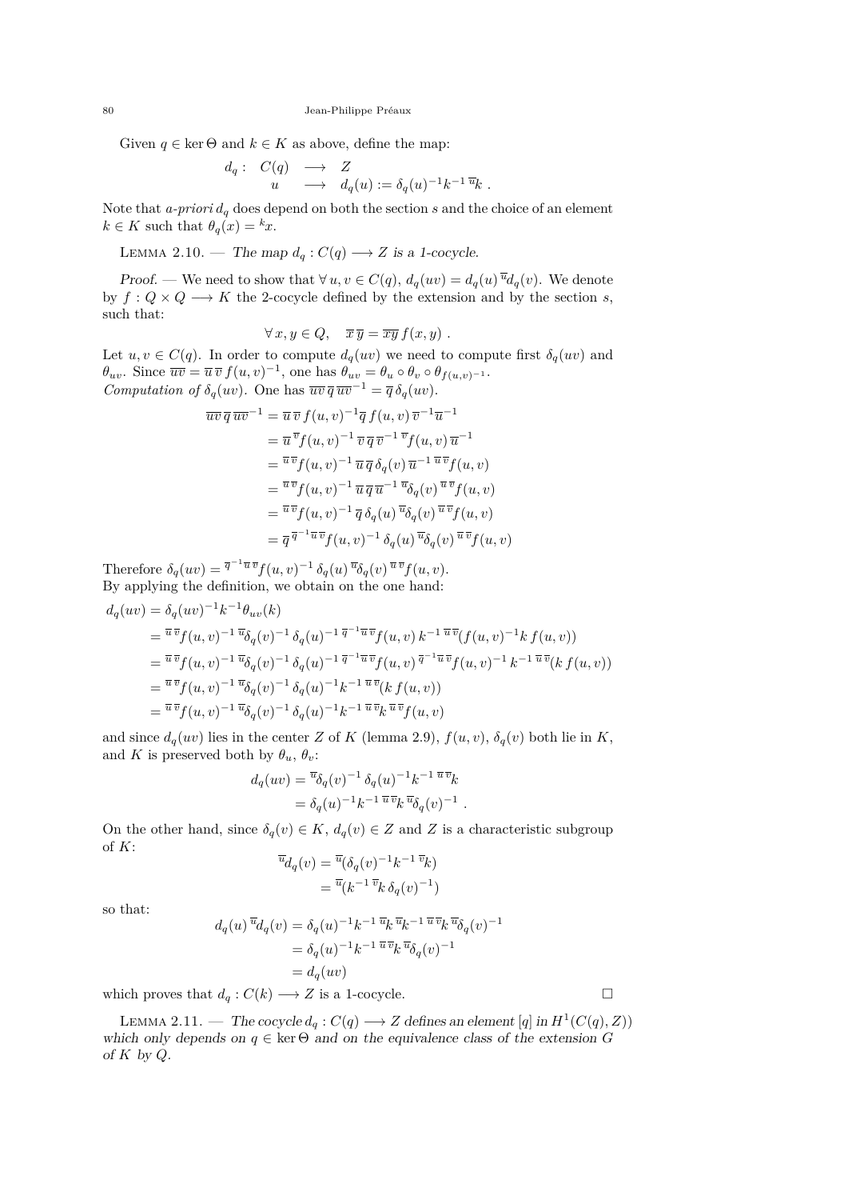Given $q \in \ker \Theta$ and $k \in K$ as above, define the map:

$$\begin{array}{rccl} d_q : & C(q) & \longrightarrow & Z \\ & u & \longrightarrow & d_q(u) := \delta_q(u)^{-1} k^{-1}\, {}^{\overline{u}}k \ . \end{array}$$

Note that *a-priori* $d_q$ does depend on both the section $s$ and the choice of an element $k \in K$ such that $\theta_q(x) = {}^k x$.

Lemma 2.10. — *The map $d_q : C(q) \longrightarrow Z$ is a 1-cocycle.*

*Proof.* — We need to show that $\forall\, u, v \in C(q)$, $d_q(uv) = d_q(u)\, {}^{\overline{u}}d_q(v)$. We denote by $f : Q \times Q \longrightarrow K$ the 2-cocycle defined by the extension and by the section $s$, such that:

$$\forall\, x, y \in Q, \quad \overline{x}\,\overline{y} = \overline{xy}\, f(x, y)\ .$$

Let $u, v \in C(q)$. In order to compute $d_q(uv)$ we need to compute first $\delta_q(uv)$ and $\theta_{uv}$. Since $\overline{uv} = \overline{u}\,\overline{v}\, f(u, v)^{-1}$, one has $\theta_{uv} = \theta_u \circ \theta_v \circ \theta_{f(u,v)^{-1}}$.
*Computation of* $\delta_q(uv)$. One has $\overline{uv}\,\overline{q}\,\overline{uv}^{-1} = \overline{q}\,\delta_q(uv)$.

$$\begin{aligned} \overline{uv}\,\overline{q}\,\overline{uv}^{-1} &= \overline{u}\,\overline{v}\, f(u, v)^{-1} \overline{q}\, f(u, v)\, \overline{v}^{-1} \overline{u}^{-1} \\ &= \overline{u}\, {}^{\overline{v}}f(u, v)^{-1}\, \overline{v}\,\overline{q}\,\overline{v}^{-1}\, {}^{\overline{v}}f(u, v)\, \overline{u}^{-1} \\ &= {}^{\overline{u}\,\overline{v}}f(u, v)^{-1}\, \overline{u}\,\overline{q}\, \delta_q(v)\, \overline{u}^{-1}\, {}^{\overline{u}\,\overline{v}}f(u, v) \\ &= {}^{\overline{u}\,\overline{v}}f(u, v)^{-1}\, \overline{u}\,\overline{q}\,\overline{u}^{-1}\, {}^{\overline{u}}\delta_q(v)\, {}^{\overline{u}\,\overline{v}}f(u, v) \\ &= {}^{\overline{u}\,\overline{v}}f(u, v)^{-1}\, \overline{q}\, \delta_q(u)\, {}^{\overline{u}}\delta_q(v)\, {}^{\overline{u}\,\overline{v}}f(u, v) \\ &= \overline{q}\, {}^{\overline{q}^{-1}\overline{u}\,\overline{v}}f(u, v)^{-1}\, \delta_q(u)\, {}^{\overline{u}}\delta_q(v)\, {}^{\overline{u}\,\overline{v}}f(u, v) \end{aligned}$$

Therefore $\delta_q(uv) = {}^{\overline{q}^{-1}\overline{u}\,\overline{v}}f(u, v)^{-1}\, \delta_q(u)\, {}^{\overline{u}}\delta_q(v)\, {}^{\overline{u}\,\overline{v}}f(u, v)$.
By applying the definition, we obtain on the one hand:

$$\begin{aligned} d_q(uv) &= \delta_q(uv)^{-1} k^{-1} \theta_{uv}(k) \\ &= {}^{\overline{u}\,\overline{v}}f(u, v)^{-1}\, {}^{\overline{u}}\delta_q(v)^{-1}\, \delta_q(u)^{-1}\, {}^{\overline{q}^{-1}\overline{u}\,\overline{v}}f(u, v)\, k^{-1}\, {}^{\overline{u}\,\overline{v}}(f(u, v)^{-1} k\, f(u, v)) \\ &= {}^{\overline{u}\,\overline{v}}f(u, v)^{-1}\, {}^{\overline{u}}\delta_q(v)^{-1}\, \delta_q(u)^{-1}\, {}^{\overline{q}^{-1}\overline{u}\,\overline{v}}f(u, v)\, {}^{\overline{q}^{-1}\overline{u}\,\overline{v}}f(u, v)^{-1}\, k^{-1}\, {}^{\overline{u}\,\overline{v}}(k\, f(u, v)) \\ &= {}^{\overline{u}\,\overline{v}}f(u, v)^{-1}\, {}^{\overline{u}}\delta_q(v)^{-1}\, \delta_q(u)^{-1} k^{-1}\, {}^{\overline{u}\,\overline{v}}(k\, f(u, v)) \\ &= {}^{\overline{u}\,\overline{v}}f(u, v)^{-1}\, {}^{\overline{u}}\delta_q(v)^{-1}\, \delta_q(u)^{-1} k^{-1}\, {}^{\overline{u}\,\overline{v}}k\, {}^{\overline{u}\,\overline{v}}f(u, v) \end{aligned}$$

and since $d_q(uv)$ lies in the center $Z$ of $K$ (lemma 2.9), $f(u, v)$, $\delta_q(v)$ both lie in $K$, and $K$ is preserved both by $\theta_u$, $\theta_v$:

$$\begin{aligned} d_q(uv) &= {}^{\overline{u}}\delta_q(v)^{-1}\, \delta_q(u)^{-1} k^{-1}\, {}^{\overline{u}\,\overline{v}}k \\ &= \delta_q(u)^{-1} k^{-1}\, {}^{\overline{u}\,\overline{v}}k\, {}^{\overline{u}}\delta_q(v)^{-1}\ . \end{aligned}$$

On the other hand, since $\delta_q(v) \in K$, $d_q(v) \in Z$ and $Z$ is a characteristic subgroup of $K$:

$$\begin{aligned} {}^{\overline{u}}d_q(v) &= {}^{\overline{u}}(\delta_q(v)^{-1} k^{-1}\, {}^{\overline{v}}k) \\ &= {}^{\overline{u}}(k^{-1}\, {}^{\overline{v}}k\, \delta_q(v)^{-1}) \end{aligned}$$

so that:

$$\begin{aligned} d_q(u)\, {}^{\overline{u}}d_q(v) &= \delta_q(u)^{-1} k^{-1}\, {}^{\overline{u}}k\, {}^{\overline{u}}k^{-1}\, {}^{\overline{u}\,\overline{v}}k\, {}^{\overline{u}}\delta_q(v)^{-1} \\ &= \delta_q(u)^{-1} k^{-1}\, {}^{\overline{u}\,\overline{v}}k\, {}^{\overline{u}}\delta_q(v)^{-1} \\ &= d_q(uv) \end{aligned}$$

which proves that $d_q : C(k) \longrightarrow Z$ is a 1-cocycle. □

Lemma 2.11. — *The cocycle $d_q : C(q) \longrightarrow Z$ defines an element $[q]$ in $H^1(C(q), Z))$ which only depends on $q \in \ker \Theta$ and on the equivalence class of the extension $G$ of $K$ by $Q$.*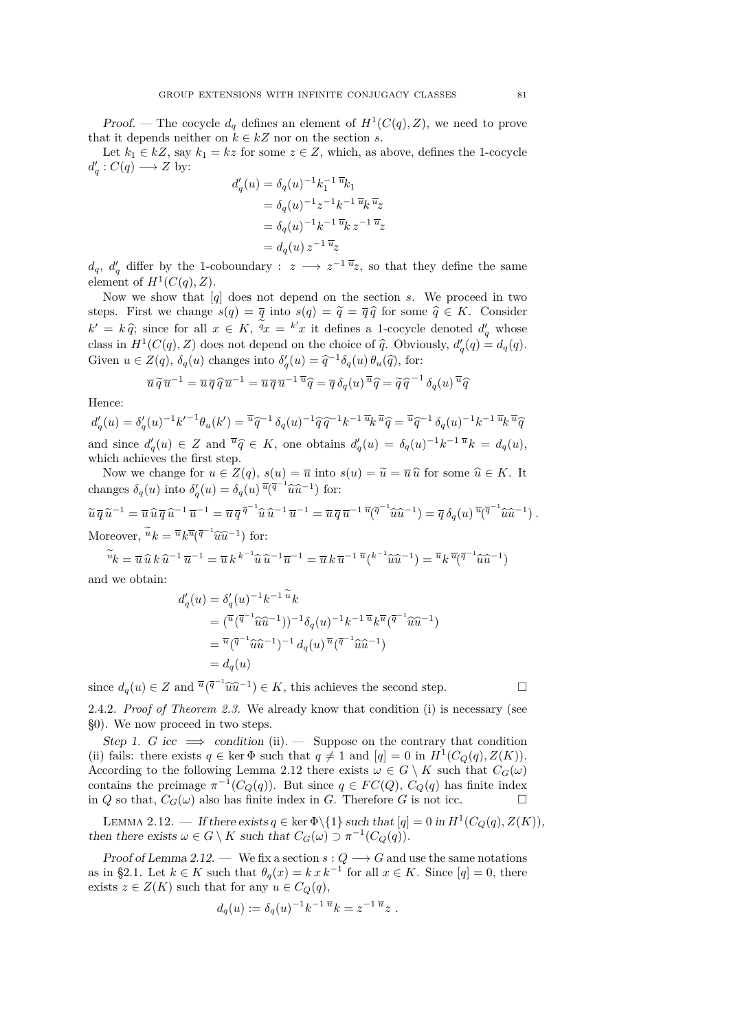*Proof.* — The cocycle $d_q$ defines an element of $H^1(C(q), Z)$, we need to prove that it depends neither on $k \in kZ$ nor on the section $s$.

Let $k_1 \in kZ$, say $k_1 = kz$ for some $z \in Z$, which, as above, defines the 1-cocycle $d_q' : C(q) \longrightarrow Z$ by:

$$\begin{aligned} d_q'(u) &= \delta_q(u)^{-1} k_1^{-1}\, {}^{\overline{u}}k_1 \\ &= \delta_q(u)^{-1} z^{-1} k^{-1}\, {}^{\overline{u}}k\, {}^{\overline{u}}z \\ &= \delta_q(u)^{-1} k^{-1}\, {}^{\overline{u}}k\, z^{-1}\, {}^{\overline{u}}z \\ &= d_q(u)\, z^{-1}\, {}^{\overline{u}}z \end{aligned}$$

$d_q$, $d_q'$ differ by the 1-coboundary : $z \longrightarrow z^{-1}\, {}^{\overline{u}}z$, so that they define the same element of $H^1(C(q), Z)$.

Now we show that $[q]$ does not depend on the section $s$. We proceed in two steps. First we change $s(q) = \overline{q}$ into $s(q) = \widetilde{q} = \overline{q}\,\widehat{q}$ for some $\widehat{q} \in K$. Consider $k' = k\,\widehat{q}$; since for all $x \in K$, ${}^{\widetilde{q}}x = {}^{k'}x$ it defines a 1-cocycle denoted $d_q'$ whose class in $H^1(C(q), Z)$ does not depend on the choice of $\widehat{q}$. Obviously, $d_q'(q) = d_q(q)$. Given $u \in Z(q)$, $\delta_q(u)$ changes into $\delta_q'(u) = \widehat{q}^{-1} \delta_q(u)\, \theta_u(\widehat{q})$, for:

$$\overline{u}\,\widetilde{q}\,\overline{u}^{-1} = \overline{u}\,\overline{q}\,\widehat{q}\,\overline{u}^{-1} = \overline{u}\,\overline{q}\,\overline{u}^{-1}\, {}^{\overline{u}}\widehat{q} = \overline{q}\,\delta_q(u)\, {}^{\overline{u}}\widehat{q} = \widetilde{q}\,\widehat{q}^{-1}\,\delta_q(u)\, {}^{\overline{u}}\widehat{q}$$

Hence:

$$d_q'(u) = \delta_q'(u)^{-1} k'^{-1} \theta_u(k') = {}^{\overline{u}}\widehat{q}^{-1}\, \delta_q(u)^{-1}\widehat{q}\,\widehat{q}^{-1} k^{-1}\, {}^{\overline{u}}k\, {}^{\overline{u}}\widehat{q} = {}^{\overline{u}}\widehat{q}^{-1}\, \delta_q(u)^{-1} k^{-1}\, {}^{\overline{u}}k\, {}^{\overline{u}}\widehat{q}$$

and since $d_q'(u) \in Z$ and ${}^{\overline{u}}\widehat{q} \in K$, one obtains $d_q'(u) = \delta_q(u)^{-1} k^{-1}\, {}^{\overline{u}}k = d_q(u)$, which achieves the first step.

Now we change for $u \in Z(q)$, $s(u) = \overline{u}$ into $s(u) = \widetilde{u} = \overline{u}\,\widehat{u}$ for some $\widehat{u} \in K$. It changes $\delta_q(u)$ into $\delta_q'(u) = \delta_q(u)\, {}^{\overline{u}}({}^{\overline{q}^{-1}}\widehat{u}\widehat{u}^{-1})$ for:

$$\widetilde{u}\,\overline{q}\,\widetilde{u}^{-1} = \overline{u}\,\widehat{u}\,\overline{q}\,\widehat{u}^{-1}\,\overline{u}^{-1} = \overline{u}\,\overline{q}\, {}^{\overline{q}^{-1}}\widehat{u}\,\widehat{u}^{-1}\,\overline{u}^{-1} = \overline{u}\,\overline{q}\,\overline{u}^{-1}\, {}^{\overline{u}}({}^{\overline{q}^{-1}}\widehat{u}\widehat{u}^{-1}) = \overline{q}\,\delta_q(u)\, {}^{\overline{u}}({}^{\overline{q}^{-1}}\widehat{u}\widehat{u}^{-1})\,.$$

Moreover, ${}^{\widetilde{u}}k = {}^{\overline{u}}k\, {}^{\overline{u}}({}^{\overline{q}^{-1}}\widehat{u}\widehat{u}^{-1})$ for:

$${}^{\widetilde{u}}k = \overline{u}\,\widehat{u}\,k\,\widehat{u}^{-1}\,\overline{u}^{-1} = \overline{u}\,k\, {}^{k^{-1}}\widehat{u}\,\widehat{u}^{-1}\overline{u}^{-1} = \overline{u}\,k\,\overline{u}^{-1}\, {}^{\overline{u}}({}^{k^{-1}}\widehat{u}\widehat{u}^{-1}) = {}^{\overline{u}}k\, {}^{\overline{u}}({}^{\overline{q}^{-1}}\widehat{u}\widehat{u}^{-1})$$

and we obtain:

$$\begin{aligned} d_q'(u) &= \delta_q'(u)^{-1} k^{-1}\, {}^{\widetilde{u}}k \\ &= ({}^{\overline{u}}({}^{\overline{q}^{-1}}\widehat{u}\widehat{u}^{-1}))^{-1} \delta_q(u)^{-1} k^{-1}\, {}^{\overline{u}}k\, {}^{\overline{u}}({}^{\overline{q}^{-1}}\widehat{u}\widehat{u}^{-1}) \\ &= {}^{\overline{u}}({}^{\overline{q}^{-1}}\widehat{u}\widehat{u}^{-1})^{-1}\, d_q(u)\, {}^{\overline{u}}({}^{\overline{q}^{-1}}\widehat{u}\widehat{u}^{-1}) \\ &= d_q(u) \end{aligned}$$

since $d_q(u) \in Z$ and ${}^{\overline{u}}({}^{\overline{q}^{-1}}\widehat{u}\widehat{u}^{-1}) \in K$, this achieves the second step. □

2.4.2. *Proof of Theorem 2.3.* We already know that condition (i) is necessary (see §0). We now proceed in two steps.

*Step 1. G icc $\implies$ condition* (ii). — Suppose on the contrary that condition (ii) fails: there exists $q \in \ker\Phi$ such that $q \neq 1$ and $[q] = 0$ in $H^1(C_Q(q), Z(K))$. According to the following Lemma 2.12 there exists $\omega \in G \setminus K$ such that $C_G(\omega)$ contains the preimage $\pi^{-1}(C_Q(q))$. But since $q \in FC(Q)$, $C_Q(q)$ has finite index in $Q$ so that, $C_G(\omega)$ also has finite index in $G$. Therefore $G$ is not icc. □

Lemma 2.12. — *If there exists $q \in \ker\Phi\setminus\{1\}$ such that $[q] = 0$ in $H^1(C_Q(q), Z(K))$, then there exists $\omega \in G \setminus K$ such that $C_G(\omega) \supset \pi^{-1}(C_Q(q))$.*

*Proof of Lemma 2.12.* — We fix a section $s : Q \longrightarrow G$ and use the same notations as in §2.1. Let $k \in K$ such that $\theta_q(x) = k\,x\,k^{-1}$ for all $x \in K$. Since $[q] = 0$, there exists $z \in Z(K)$ such that for any $u \in C_Q(q)$,

$$d_q(u) := \delta_q(u)^{-1} k^{-1}\, {}^{\overline{u}}k = z^{-1}\, {}^{\overline{u}}z\,.$$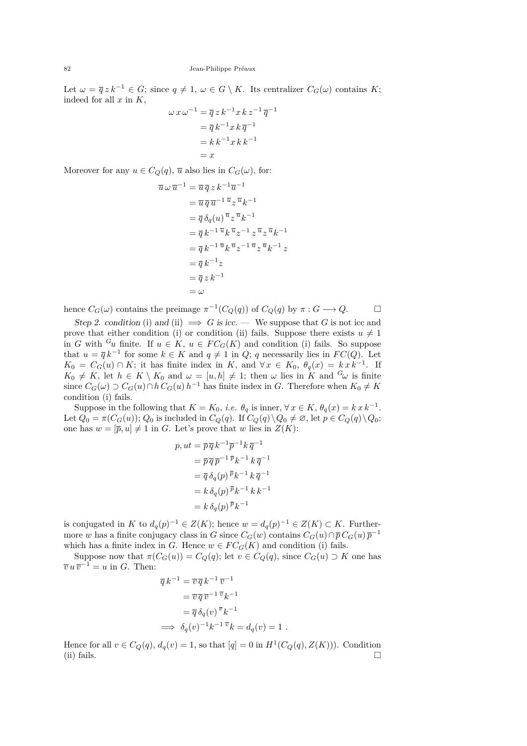Let $\omega = \overline{q}\, z\, k^{-1} \in G$; since $q \neq 1$, $\omega \in G \setminus K$. Its centralizer $C_G(\omega)$ contains $K$; indeed for all $x$ in $K$,

$$\begin{aligned}
\omega\, x\, \omega^{-1} &= \overline{q}\, z\, k^{-1} x\, k\, z^{-1}\, \overline{q}^{-1} \\
&= \overline{q}\, k^{-1} x\, k\, \overline{q}^{-1} \\
&= k\, k^{-1} x\, k\, k^{-1} \\
&= x
\end{aligned}$$

Moreover for any $u \in C_Q(q)$, $\overline{u}$ also lies in $C_G(\omega)$, for:

$$\begin{aligned}
\overline{u}\, \omega\, \overline{u}^{-1} &= \overline{u}\, \overline{q}\, z\, k^{-1} \overline{u}^{-1} \\
&= \overline{u}\, \overline{q}\, \overline{u}^{-1}\, {}^{\overline{u}}z\, {}^{\overline{u}}k^{-1} \\
&= \overline{q}\, \delta_q(u)\, {}^{\overline{u}}z\, {}^{\overline{u}}k^{-1} \\
&= \overline{q}\, k^{-1}\, {}^{\overline{u}}k\, {}^{\overline{u}}z^{-1}\, z\, {}^{\overline{u}}z\, {}^{\overline{u}}k^{-1} \\
&= \overline{q}\, k^{-1}\, {}^{\overline{u}}k\, {}^{\overline{u}}z^{-1}\, {}^{\overline{u}}z\, {}^{\overline{u}}k^{-1}\, z \\
&= \overline{q}\, k^{-1} z \\
&= \overline{q}\, z\, k^{-1} \\
&= \omega
\end{aligned}$$

hence $C_G(\omega)$ contains the preimage $\pi^{-1}(C_Q(q))$ of $C_Q(q)$ by $\pi : G \longrightarrow Q$. □

*Step 2. condition* (i) *and* (ii) $\Longrightarrow$ *G is icc.* — We suppose that $G$ is not icc and prove that either condition (i) or condition (ii) fails. Suppose there exists $u \neq 1$ in $G$ with ${}^{G}u$ finite. If $u \in K$, $u \in FC_G(K)$ and condition (i) fails. So suppose that $u = \overline{q}\, k^{-1}$ for some $k \in K$ and $q \neq 1$ in $Q$; $q$ necessarily lies in $FC(Q)$. Let $K_0 = C_G(u) \cap K$; it has finite index in $K$, and $\forall\, x \in K_0$, $\theta_q(x) = k\, x\, k^{-1}$. If $K_0 \neq K$, let $h \in K \setminus K_0$ and $\omega = [u, h] \neq 1$; then $\omega$ lies in $K$ and ${}^{G}\omega$ is finite since $C_G(\omega) \supset C_G(u) \cap h\, C_G(u)\, h^{-1}$ has finite index in $G$. Therefore when $K_0 \neq K$ condition (i) fails.

Suppose in the following that $K = K_0$, *i.e.* $\theta_q$ is inner, $\forall\, x \in K$, $\theta_q(x) = k\, x\, k^{-1}$. Let $Q_0 = \pi(C_G(u))$; $Q_0$ is included in $C_Q(q)$. If $C_Q(q) \setminus Q_0 \neq \varnothing$, let $p \in C_Q(q) \setminus Q_0$; one has $w = [\overline{p}, u] \neq 1$ in $G$. Let's prove that $w$ lies in $Z(K)$:

$$\begin{aligned}
p, ut &= \overline{p}\, \overline{q}\, k^{-1} \overline{p}^{-1} k\, \overline{q}^{-1} \\
&= \overline{p}\, \overline{q}\, \overline{p}^{-1}\, {}^{\overline{p}}k^{-1}\, k\, \overline{q}^{-1} \\
&= \overline{q}\, \delta_q(p)\, {}^{\overline{p}}k^{-1}\, k\, \overline{q}^{-1} \\
&= k\, \delta_q(p)\, {}^{\overline{p}}k^{-1}\, k\, k^{-1} \\
&= k\, \delta_q(p)\, {}^{\overline{p}}k^{-1}
\end{aligned}$$

is conjugated in $K$ to $d_q(p)^{-1} \in Z(K)$; hence $w = d_q(p)^{-1} \in Z(K) \subset K$. Furthermore $w$ has a finite conjugacy class in $G$ since $C_G(w)$ contains $C_G(u) \cap \overline{p}\, C_G(u)\, \overline{p}^{-1}$ which has a finite index in $G$. Hence $w \in FC_G(K)$ and condition (i) fails.

Suppose now that $\pi(C_G(u)) = C_Q(q)$; let $v \in C_Q(q)$, since $C_G(u) \supset K$ one has $\overline{v}\, u\, \overline{v}^{-1} = u$ in $G$. Then:

$$\begin{aligned}
\overline{q}\, k^{-1} &= \overline{v}\, \overline{q}\, k^{-1}\, \overline{v}^{-1} \\
&= \overline{v}\, \overline{q}\, \overline{v}^{-1}\, {}^{\overline{v}}k^{-1} \\
&= \overline{q}\, \delta_q(v)\, {}^{\overline{v}}k^{-1} \\
\Longrightarrow\ \delta_q(v)^{-1} k^{-1}\, {}^{\overline{v}}k &= d_q(v) = 1\ .
\end{aligned}$$

Hence for all $v \in C_Q(q)$, $d_q(v) = 1$, so that $[q] = 0$ in $H^1(C_Q(q), Z(K)))$. Condition (ii) fails. □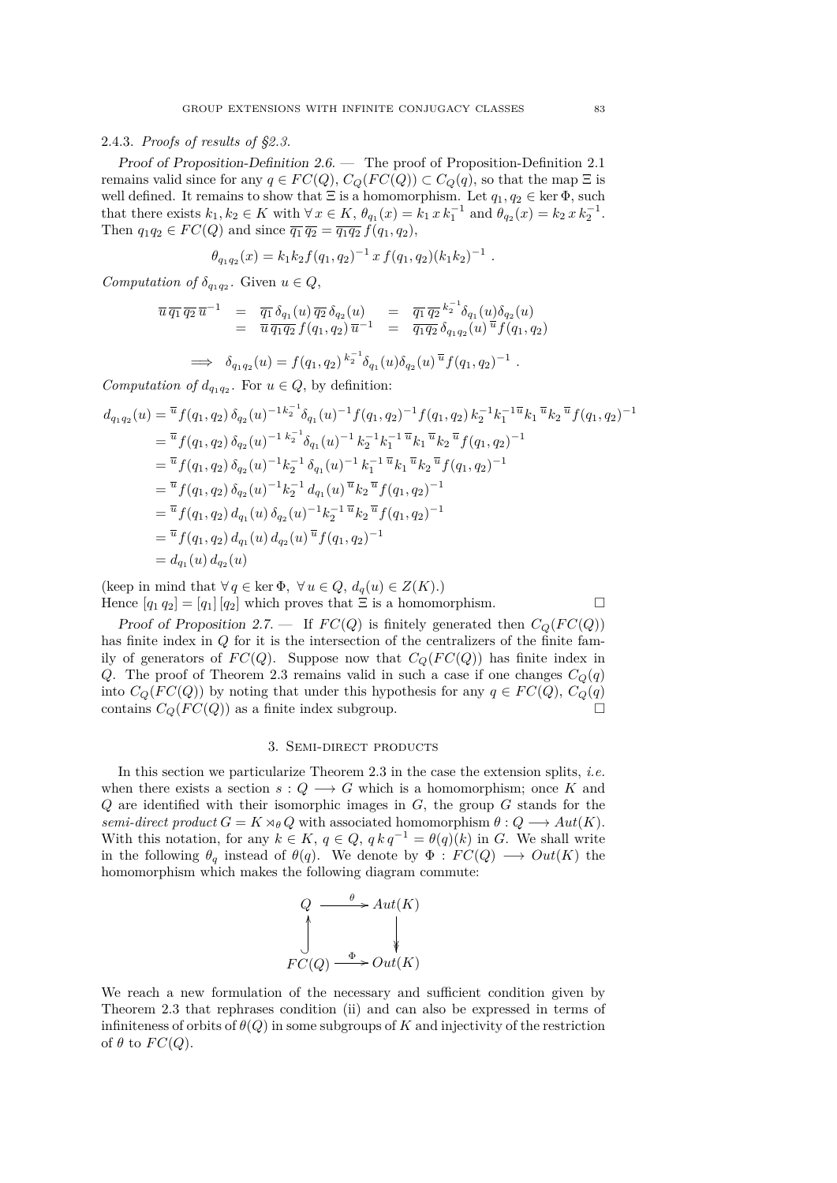#### 2.4.3. *Proofs of results of §2.3.*

*Proof of Proposition-Definition 2.6.* — The proof of Proposition-Definition 2.1 remains valid since for any $q \in FC(Q)$, $C_Q(FC(Q)) \subset C_Q(q)$, so that the map $\Xi$ is well defined. It remains to show that $\Xi$ is a homomorphism. Let $q_1, q_2 \in \ker \Phi$, such that there exists $k_1, k_2 \in K$ with $\forall\, x \in K$, $\theta_{q_1}(x) = k_1\, x\, k_1^{-1}$ and $\theta_{q_2}(x) = k_2\, x\, k_2^{-1}$. Then $q_1 q_2 \in FC(Q)$ and since $\overline{q_1}\,\overline{q_2} = \overline{q_1 q_2}\, f(q_1, q_2)$,

$$\theta_{q_1 q_2}(x) = k_1 k_2 f(q_1, q_2)^{-1}\, x\, f(q_1, q_2)(k_1 k_2)^{-1}\ .$$

*Computation of $\delta_{q_1 q_2}$.* Given $u \in Q$,

$$\begin{array}{rclcl} \overline{u}\,\overline{q_1}\,\overline{q_2}\,\overline{u}^{-1} & = & \overline{q_1}\,\delta_{q_1}(u)\,\overline{q_2}\,\delta_{q_2}(u) & = & \overline{q_1}\,\overline{q_2}\,{}^{k_2^{-1}}\delta_{q_1}(u)\delta_{q_2}(u) \\ & = & \overline{u}\,\overline{q_1 q_2}\, f(q_1, q_2)\,\overline{u}^{-1} & = & \overline{q_1 q_2}\,\delta_{q_1 q_2}(u)\,{}^{\overline{u}}f(q_1, q_2) \end{array}$$

$$\Longrightarrow\quad \delta_{q_1 q_2}(u) = f(q_1, q_2)\,{}^{k_2^{-1}}\delta_{q_1}(u)\delta_{q_2}(u)\,{}^{\overline{u}}f(q_1, q_2)^{-1}\ .$$

*Computation of $d_{q_1 q_2}$.* For $u \in Q$, by definition:

$$\begin{aligned} d_{q_1 q_2}(u) &= {}^{\overline{u}}f(q_1, q_2)\,\delta_{q_2}(u)^{-1}\,{}^{k_2^{-1}}\delta_{q_1}(u)^{-1} f(q_1, q_2)^{-1} f(q_1, q_2)\,k_2^{-1}k_1^{-1}\,{}^{\overline{u}}k_1\,{}^{\overline{u}}k_2\,{}^{\overline{u}}f(q_1, q_2)^{-1} \\ &= {}^{\overline{u}}f(q_1, q_2)\,\delta_{q_2}(u)^{-1}\,{}^{k_2^{-1}}\delta_{q_1}(u)^{-1}\,k_2^{-1}k_1^{-1}\,{}^{\overline{u}}k_1\,{}^{\overline{u}}k_2\,{}^{\overline{u}}f(q_1, q_2)^{-1} \\ &= {}^{\overline{u}}f(q_1, q_2)\,\delta_{q_2}(u)^{-1}k_2^{-1}\,\delta_{q_1}(u)^{-1}\,k_1^{-1}\,{}^{\overline{u}}k_1\,{}^{\overline{u}}k_2\,{}^{\overline{u}}f(q_1, q_2)^{-1} \\ &= {}^{\overline{u}}f(q_1, q_2)\,\delta_{q_2}(u)^{-1}k_2^{-1}\,d_{q_1}(u)\,{}^{\overline{u}}k_2\,{}^{\overline{u}}f(q_1, q_2)^{-1} \\ &= {}^{\overline{u}}f(q_1, q_2)\,d_{q_1}(u)\,\delta_{q_2}(u)^{-1}k_2^{-1}\,{}^{\overline{u}}k_2\,{}^{\overline{u}}f(q_1, q_2)^{-1} \\ &= {}^{\overline{u}}f(q_1, q_2)\,d_{q_1}(u)\,d_{q_2}(u)\,{}^{\overline{u}}f(q_1, q_2)^{-1} \\ &= d_{q_1}(u)\,d_{q_2}(u) \end{aligned}$$

(keep in mind that $\forall\, q \in \ker \Phi,\ \forall\, u \in Q,\ d_q(u) \in Z(K)$.)
Hence $[q_1\, q_2] = [q_1]\,[q_2]$ which proves that $\Xi$ is a homomorphism. □

*Proof of Proposition 2.7.* — If $FC(Q)$ is finitely generated then $C_Q(FC(Q))$ has finite index in $Q$ for it is the intersection of the centralizers of the finite family of generators of $FC(Q)$. Suppose now that $C_Q(FC(Q))$ has finite index in $Q$. The proof of Theorem 2.3 remains valid in such a case if one changes $C_Q(q)$ into $C_Q(FC(Q))$ by noting that under this hypothesis for any $q \in FC(Q)$, $C_Q(q)$ contains $C_Q(FC(Q))$ as a finite index subgroup. □

## 3. Semi-direct products

In this section we particularize Theorem 2.3 in the case the extension splits, *i.e.* when there exists a section $s : Q \longrightarrow G$ which is a homomorphism; once $K$ and $Q$ are identified with their isomorphic images in $G$, the group $G$ stands for the *semi-direct product* $G = K \rtimes_\theta Q$ with associated homomorphism $\theta : Q \longrightarrow Aut(K)$. With this notation, for any $k \in K$, $q \in Q$, $q\,k\,q^{-1} = \theta(q)(k)$ in $G$. We shall write in the following $\theta_q$ instead of $\theta(q)$. We denote by $\Phi : FC(Q) \longrightarrow Out(K)$ the homomorphism which makes the following diagram commute:

$$\begin{array}{ccc} Q & \xrightarrow{\ \theta\ } & Aut(K) \\ \Big\uparrow & & \Big\downarrow \\ FC(Q) & \xrightarrow{\ \Phi\ } & Out(K) \end{array}$$

We reach a new formulation of the necessary and sufficient condition given by Theorem 2.3 that rephrases condition (ii) and can also be expressed in terms of infiniteness of orbits of $\theta(Q)$ in some subgroups of $K$ and injectivity of the restriction of $\theta$ to $FC(Q)$.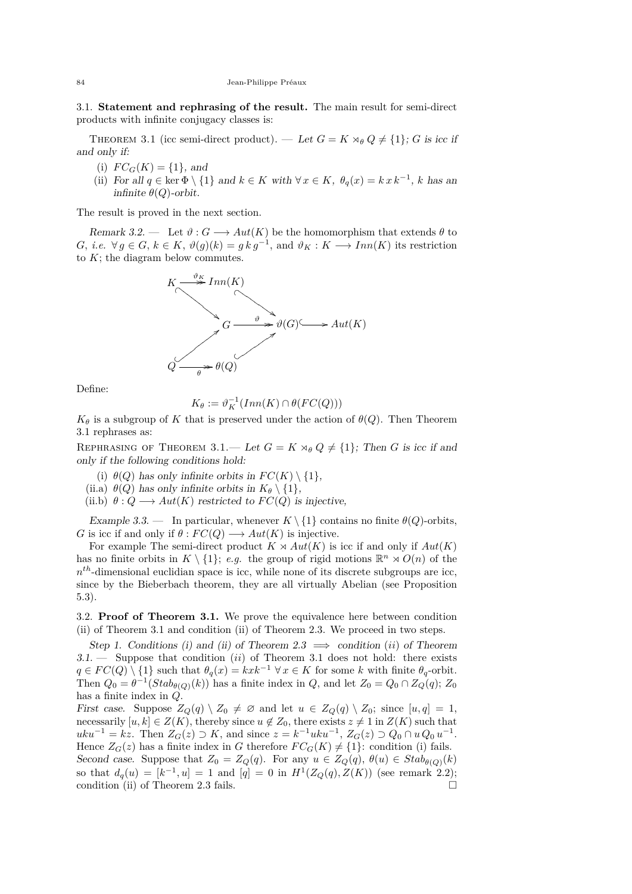3.1. **Statement and rephrasing of the result.** The main result for semi-direct products with infinite conjugacy classes is:

Theorem 3.1 (icc semi-direct product). — *Let $G = K \rtimes_\theta Q \neq \{1\}$; $G$ is icc if and only if:*

- (i) $FC_G(K) = \{1\}$, *and*
- (ii) *For all $q \in \ker \Phi \setminus \{1\}$ and $k \in K$ with $\forall\, x \in K,\ \theta_q(x) = k\,x\,k^{-1}$, $k$ has an infinite $\theta(Q)$-orbit.*

The result is proved in the next section.

*Remark 3.2.* — Let $\vartheta : G \longrightarrow Aut(K)$ be the homomorphism that extends $\theta$ to $G$, *i.e.* $\forall\, g \in G,\ k \in K,\ \vartheta(g)(k) = g\,k\,g^{-1}$, and $\vartheta_K : K \longrightarrow Inn(K)$ its restriction to $K$; the diagram below commutes.

$$
\begin{array}{ccccc}
K & \xrightarrow{\ \vartheta_K\ } & Inn(K) & & \\
 & \searrow & & \searrow & \\
 & & G & \xrightarrow{\ \vartheta\ } & \vartheta(G) \hookrightarrow Aut(K) \\
 & \nearrow & & \nearrow & \\
Q & \xrightarrow[\ \theta\ ]{} & \theta(Q) & &
\end{array}
$$

Define:

$$K_\theta := \vartheta_K^{-1}(Inn(K) \cap \theta(FC(Q)))$$

$K_\theta$ is a subgroup of $K$ that is preserved under the action of $\theta(Q)$. Then Theorem 3.1 rephrases as:

Rephrasing of Theorem 3.1.— *Let $G = K \rtimes_\theta Q \neq \{1\}$; Then $G$ is icc if and only if the following conditions hold:*

- (i) *$\theta(Q)$ has only infinite orbits in $FC(K) \setminus \{1\}$,*
- (ii.a) *$\theta(Q)$ has only infinite orbits in $K_\theta \setminus \{1\}$,*
- (ii.b) *$\theta : Q \longrightarrow Aut(K)$ restricted to $FC(Q)$ is injective,*

*Example 3.3.* — In particular, whenever $K \setminus \{1\}$ contains no finite $\theta(Q)$-orbits, $G$ is icc if and only if $\theta : FC(Q) \longrightarrow Aut(K)$ is injective.

For example The semi-direct product $K \rtimes Aut(K)$ is icc if and only if $Aut(K)$ has no finite orbits in $K \setminus \{1\}$; *e.g.* the group of rigid motions $\mathbb{R}^n \rtimes O(n)$ of the $n^{th}$-dimensional euclidian space is icc, while none of its discrete subgroups are icc, since by the Bieberbach theorem, they are all virtually Abelian (see Proposition 5.3).

3.2. **Proof of Theorem 3.1.** We prove the equivalence here between condition (ii) of Theorem 3.1 and condition (ii) of Theorem 2.3. We proceed in two steps.

*Step 1. Conditions (i) and (ii) of Theorem 2.3 $\implies$ condition $(ii)$ of Theorem 3.1.* — Suppose that condition $(ii)$ of Theorem 3.1 does not hold: there exists $q \in FC(Q) \setminus \{1\}$ such that $\theta_q(x) = kxk^{-1}\ \forall\, x \in K$ for some $k$ with finite $\theta_q$-orbit. Then $Q_0 = \theta^{-1}(Stab_{\theta(Q)}(k))$ has a finite index in $Q$, and let $Z_0 = Q_0 \cap Z_Q(q)$; $Z_0$ has a finite index in $Q$.

*First case.* Suppose $Z_Q(q) \setminus Z_0 \neq \varnothing$ and let $u \in Z_Q(q) \setminus Z_0$; since $[u,q] = 1$, necessarily $[u,k] \in Z(K)$, thereby since $u \notin Z_0$, there exists $z \neq 1$ in $Z(K)$ such that $uku^{-1} = kz$. Then $Z_G(z) \supset K$, and since $z = k^{-1}uku^{-1}$, $Z_G(z) \supset Q_0 \cap u\,Q_0\,u^{-1}$. Hence $Z_G(z)$ has a finite index in $G$ therefore $FC_G(K) \neq \{1\}$: condition (i) fails.

*Second case.* Suppose that $Z_0 = Z_Q(q)$. For any $u \in Z_Q(q)$, $\theta(u) \in Stab_{\theta(Q)}(k)$ so that $d_q(u) = [k^{-1}, u] = 1$ and $[q] = 0$ in $H^1(Z_Q(q), Z(K))$ (see remark 2.2); condition (ii) of Theorem 2.3 fails. $\square$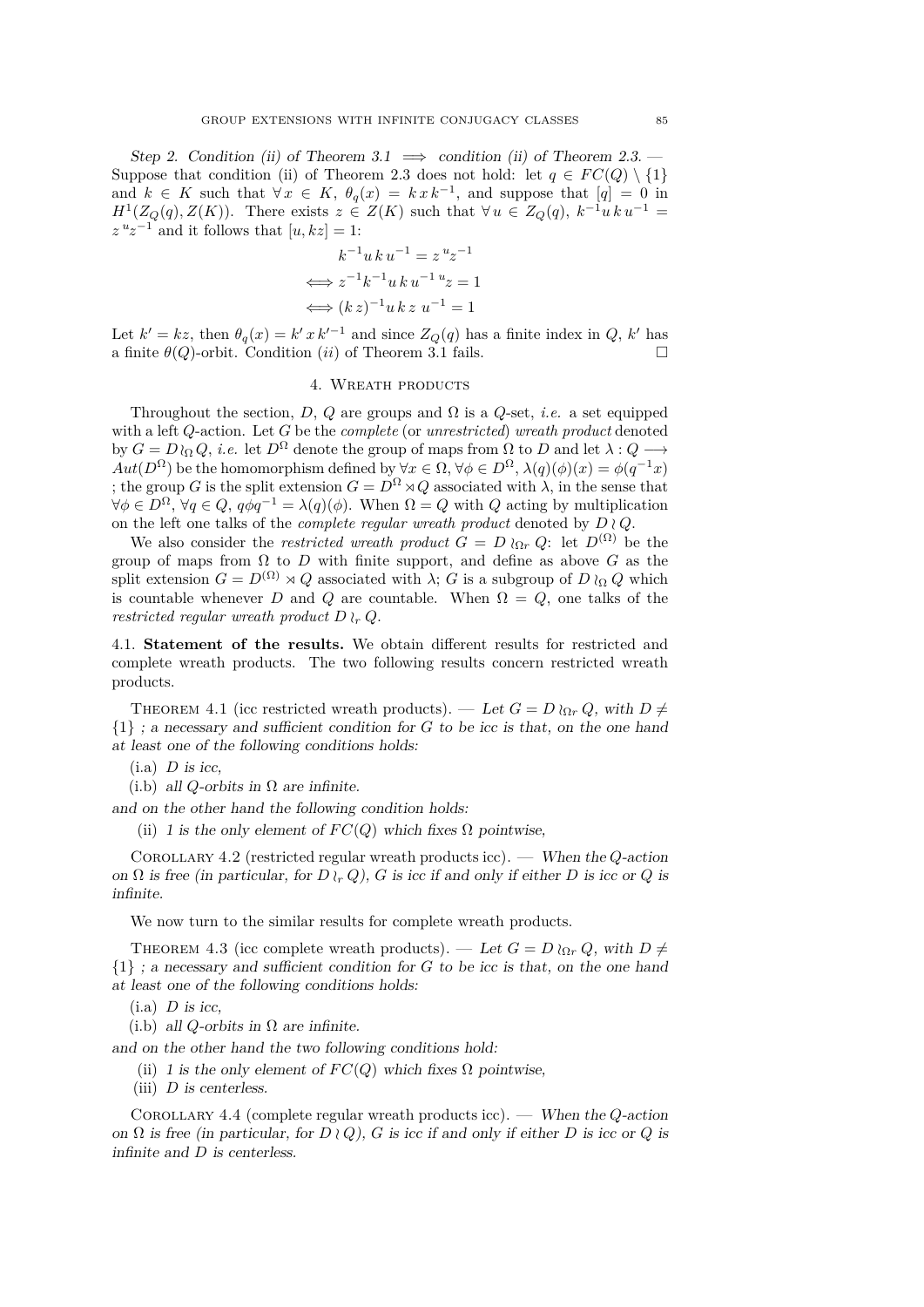*Step 2. Condition (ii) of Theorem 3.1 $\implies$ condition (ii) of Theorem 2.3.* — Suppose that condition (ii) of Theorem 2.3 does not hold: let $q \in FC(Q) \setminus \{1\}$ and $k \in K$ such that $\forall\, x \in K$, $\theta_q(x) = k\,x\,k^{-1}$, and suppose that $[q] = 0$ in $H^1(Z_Q(q), Z(K))$. There exists $z \in Z(K)$ such that $\forall\, u \in Z_Q(q)$, $k^{-1}u\,k\,u^{-1} = z\,{}^{u}z^{-1}$ and it follows that $[u, kz] = 1$:

$$k^{-1}u\,k\,u^{-1} = z\,{}^{u}z^{-1}$$
$$\iff z^{-1}k^{-1}u\,k\,u^{-1}\,{}^{u}z = 1$$
$$\iff (k\,z)^{-1}u\,k\,z\;u^{-1} = 1$$

Let $k' = kz$, then $\theta_q(x) = k'\,x\,k'^{-1}$ and since $Z_Q(q)$ has a finite index in $Q$, $k'$ has a finite $\theta(Q)$-orbit. Condition $(ii)$ of Theorem 3.1 fails. □

## 4. Wreath products

Throughout the section, $D$, $Q$ are groups and $\Omega$ is a $Q$-set, *i.e.* a set equipped with a left $Q$-action. Let $G$ be the *complete* (or *unrestricted*) *wreath product* denoted by $G = D \wr_\Omega Q$, *i.e.* let $D^\Omega$ denote the group of maps from $\Omega$ to $D$ and let $\lambda : Q \longrightarrow Aut(D^\Omega)$ be the homomorphism defined by $\forall x \in \Omega$, $\forall \phi \in D^\Omega$, $\lambda(q)(\phi)(x) = \phi(q^{-1}x)$ ; the group $G$ is the split extension $G = D^\Omega \rtimes Q$ associated with $\lambda$, in the sense that $\forall \phi \in D^\Omega$, $\forall q \in Q$, $q\phi q^{-1} = \lambda(q)(\phi)$. When $\Omega = Q$ with $Q$ acting by multiplication on the left one talks of the *complete regular wreath product* denoted by $D \wr Q$.

We also consider the *restricted wreath product* $G = D \wr_{\Omega r} Q$: let $D^{(\Omega)}$ be the group of maps from $\Omega$ to $D$ with finite support, and define as above $G$ as the split extension $G = D^{(\Omega)} \rtimes Q$ associated with $\lambda$; $G$ is a subgroup of $D \wr_\Omega Q$ which is countable whenever $D$ and $Q$ are countable. When $\Omega = Q$, one talks of the *restricted regular wreath product* $D \wr_r Q$.

### 4.1. Statement of the results.

We obtain different results for restricted and complete wreath products. The two following results concern restricted wreath products.

Theorem 4.1 (icc restricted wreath products). — *Let $G = D \wr_{\Omega r} Q$, with $D \neq \{1\}$ ; a necessary and sufficient condition for $G$ to be icc is that, on the one hand at least one of the following conditions holds:*

(i.a) *$D$ is icc,*

(i.b) *all $Q$-orbits in $\Omega$ are infinite.*

*and on the other hand the following condition holds:*

(ii) *1 is the only element of $FC(Q)$ which fixes $\Omega$ pointwise,*

Corollary 4.2 (restricted regular wreath products icc). — *When the $Q$-action on $\Omega$ is free (in particular, for $D \wr_r Q$), $G$ is icc if and only if either $D$ is icc or $Q$ is infinite.*

We now turn to the similar results for complete wreath products.

Theorem 4.3 (icc complete wreath products). — *Let $G = D \wr_{\Omega r} Q$, with $D \neq \{1\}$ ; a necessary and sufficient condition for $G$ to be icc is that, on the one hand at least one of the following conditions holds:*

(i.a) *$D$ is icc,*

(i.b) *all $Q$-orbits in $\Omega$ are infinite.*

*and on the other hand the two following conditions hold:*

(ii) *1 is the only element of $FC(Q)$ which fixes $\Omega$ pointwise,*

(iii) *$D$ is centerless.*

Corollary 4.4 (complete regular wreath products icc). — *When the $Q$-action on $\Omega$ is free (in particular, for $D \wr Q$), $G$ is icc if and only if either $D$ is icc or $Q$ is infinite and $D$ is centerless.*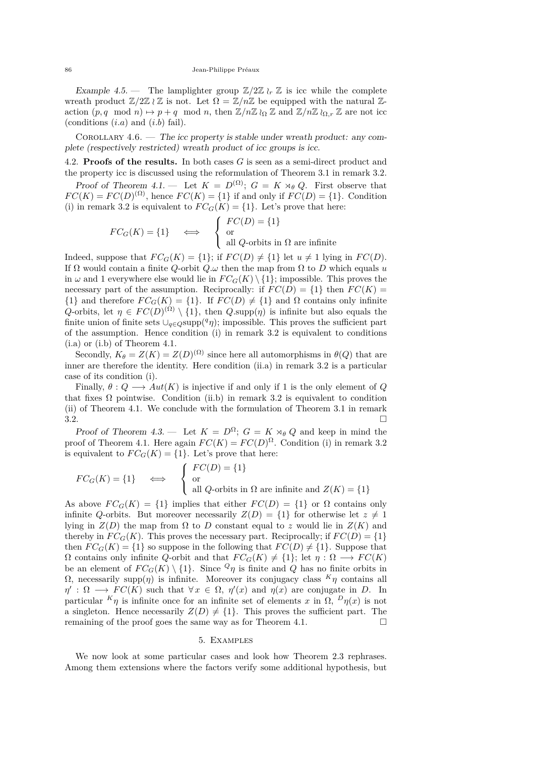*Example 4.5.* — The lamplighter group $\mathbb{Z}/2\mathbb{Z} \wr_r \mathbb{Z}$ is icc while the complete wreath product $\mathbb{Z}/2\mathbb{Z} \wr \mathbb{Z}$ is not. Let $\Omega = \mathbb{Z}/n\mathbb{Z}$ be equipped with the natural $\mathbb{Z}$-action $(p, q \mod n) \mapsto p + q \mod n$, then $\mathbb{Z}/n\mathbb{Z} \wr_\Omega \mathbb{Z}$ and $\mathbb{Z}/n\mathbb{Z} \wr_{\Omega,r} \mathbb{Z}$ are not icc (conditions $(i.a)$ and $(i.b)$ fail).

Corollary 4.6. — *The icc property is stable under wreath product: any complete (respectively restricted) wreath product of icc groups is icc.*

### 4.2. Proofs of the results.

In both cases $G$ is seen as a semi-direct product and the property icc is discussed using the reformulation of Theorem 3.1 in remark 3.2.

*Proof of Theorem 4.1.* — Let $K = D^{(\Omega)}$; $G = K \rtimes_\theta Q$. First observe that $FC(K) = FC(D)^{(\Omega)}$, hence $FC(K) = \{1\}$ if and only if $FC(D) = \{1\}$. Condition (i) in remark 3.2 is equivalent to $FC_G(K) = \{1\}$. Let's prove that here:

$$FC_G(K) = \{1\} \quad \Longleftrightarrow \quad \begin{cases} FC(D) = \{1\} \\ \text{or} \\ \text{all } Q\text{-orbits in } \Omega \text{ are infinite} \end{cases}$$

Indeed, suppose that $FC_G(K) = \{1\}$; if $FC(D) \neq \{1\}$ let $u \neq 1$ lying in $FC(D)$. If $\Omega$ would contain a finite $Q$-orbit $Q.\omega$ then the map from $\Omega$ to $D$ which equals $u$ in $\omega$ and $1$ everywhere else would lie in $FC_G(K) \setminus \{1\}$; impossible. This proves the necessary part of the assumption. Reciprocally: if $FC(D) = \{1\}$ then $FC(K) = \{1\}$ and therefore $FC_G(K) = \{1\}$. If $FC(D) \neq \{1\}$ and $\Omega$ contains only infinite $Q$-orbits, let $\eta \in FC(D)^{(\Omega)} \setminus \{1\}$, then $Q.\text{supp}(\eta)$ is infinite but also equals the finite union of finite sets $\cup_{q \in Q} \text{supp}({}^q\eta)$; impossible. This proves the sufficient part of the assumption. Hence condition (i) in remark 3.2 is equivalent to conditions (i.a) or (i.b) of Theorem 4.1.

Secondly, $K_\theta = Z(K) = Z(D)^{(\Omega)}$ since here all automorphisms in $\theta(Q)$ that are inner are therefore the identity. Here condition (ii.a) in remark 3.2 is a particular case of its condition (i).

Finally, $\theta : Q \longrightarrow Aut(K)$ is injective if and only if 1 is the only element of $Q$ that fixes $\Omega$ pointwise. Condition (ii.b) in remark 3.2 is equivalent to condition (ii) of Theorem 4.1. We conclude with the formulation of Theorem 3.1 in remark 3.2. □

*Proof of Theorem 4.3.* — Let $K = D^\Omega$; $G = K \rtimes_\theta Q$ and keep in mind the proof of Theorem 4.1. Here again $FC(K) = FC(D)^\Omega$. Condition (i) in remark 3.2 is equivalent to $FC_G(K) = \{1\}$. Let's prove that here:

$$FC_G(K) = \{1\} \quad \Longleftrightarrow \quad \begin{cases} FC(D) = \{1\} \\ \text{or} \\ \text{all } Q\text{-orbits in } \Omega \text{ are infinite and } Z(K) = \{1\} \end{cases}$$

As above $FC_G(K) = \{1\}$ implies that either $FC(D) = \{1\}$ or $\Omega$ contains only infinite $Q$-orbits. But moreover necessarily $Z(D) = \{1\}$ for otherwise let $z \neq 1$ lying in $Z(D)$ the map from $\Omega$ to $D$ constant equal to $z$ would lie in $Z(K)$ and thereby in $FC_G(K)$. This proves the necessary part. Reciprocally; if $FC(D) = \{1\}$ then $FC_G(K) = \{1\}$ so suppose in the following that $FC(D) \neq \{1\}$. Suppose that $\Omega$ contains only infinite $Q$-orbit and that $FC_G(K) \neq \{1\}$; let $\eta : \Omega \longrightarrow FC(K)$ be an element of $FC_G(K) \setminus \{1\}$. Since ${}^Q\eta$ is finite and $Q$ has no finite orbits in $\Omega$, necessarily $\text{supp}(\eta)$ is infinite. Moreover its conjugacy class ${}^K\eta$ contains all $\eta' : \Omega \longrightarrow FC(K)$ such that $\forall\, x \in \Omega$, $\eta'(x)$ and $\eta(x)$ are conjugate in $D$. In particular ${}^K\eta$ is infinite once for an infinite set of elements $x$ in $\Omega$, ${}^D\eta(x)$ is not a singleton. Hence necessarily $Z(D) \neq \{1\}$. This proves the sufficient part. The remaining of the proof goes the same way as for Theorem 4.1. □

## 5. Examples

We now look at some particular cases and look how Theorem 2.3 rephrases. Among them extensions where the factors verify some additional hypothesis, but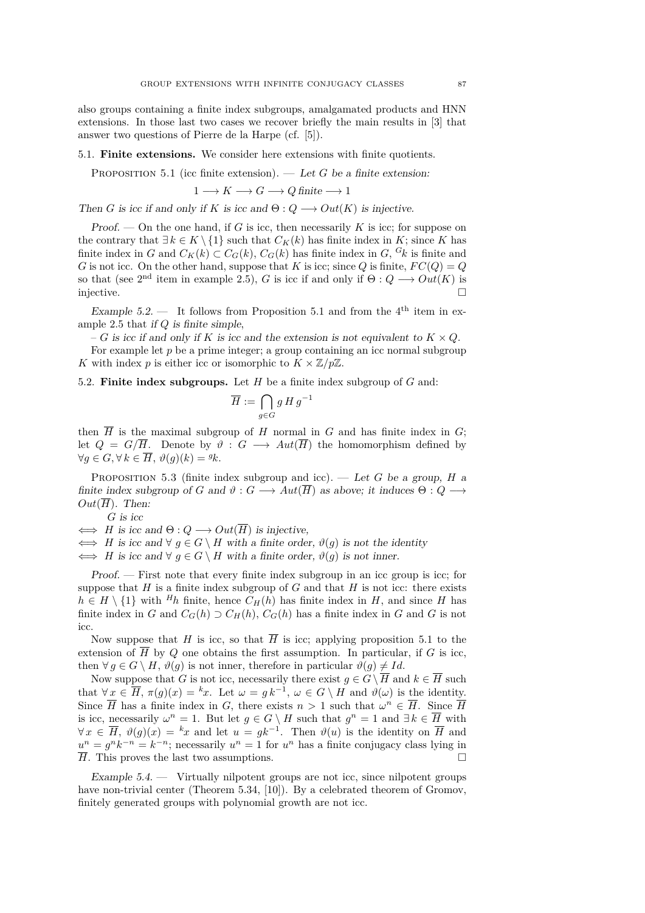also groups containing a finite index subgroups, amalgamated products and HNN extensions. In those last two cases we recover briefly the main results in [3] that answer two questions of Pierre de la Harpe (cf. [5]).

## 5.1. Finite extensions.

We consider here extensions with finite quotients.

Proposition 5.1 (icc finite extension). — *Let $G$ be a finite extension:*

$$1 \longrightarrow K \longrightarrow G \longrightarrow Q \text{ finite} \longrightarrow 1$$

*Then $G$ is icc if and only if $K$ is icc and $\Theta : Q \longrightarrow Out(K)$ is injective.*

*Proof.* — On the one hand, if $G$ is icc, then necessarily $K$ is icc; for suppose on the contrary that $\exists\, k \in K \setminus \{1\}$ such that $C_K(k)$ has finite index in $K$; since $K$ has finite index in $G$ and $C_K(k) \subset C_G(k)$, $C_G(k)$ has finite index in $G$, ${}^G k$ is finite and $G$ is not icc. On the other hand, suppose that $K$ is icc; since $Q$ is finite, $FC(Q) = Q$ so that (see 2nd item in example 2.5), $G$ is icc if and only if $\Theta : Q \longrightarrow Out(K)$ is injective. □

*Example 5.2.* — It follows from Proposition 5.1 and from the 4th item in example 2.5 that *if $Q$ is finite simple,*

– *$G$ is icc if and only if $K$ is icc and the extension is not equivalent to $K \times Q$.*

For example let $p$ be a prime integer; a group containing an icc normal subgroup $K$ with index $p$ is either icc or isomorphic to $K \times \mathbb{Z}/p\mathbb{Z}$.

## 5.2. Finite index subgroups.

Let $H$ be a finite index subgroup of $G$ and:

$$\overline{H} := \bigcap_{g \in G} g\, H\, g^{-1}$$

then $\overline{H}$ is the maximal subgroup of $H$ normal in $G$ and has finite index in $G$; let $Q = G/\overline{H}$. Denote by $\vartheta : G \longrightarrow Aut(\overline{H})$ the homomorphism defined by $\forall g \in G, \forall\, k \in \overline{H}$, $\vartheta(g)(k) = {}^g k$.

Proposition 5.3 (finite index subgroup and icc). — *Let $G$ be a group, $H$ a finite index subgroup of $G$ and $\vartheta : G \longrightarrow Aut(\overline{H})$ as above; it induces $\Theta : Q \longrightarrow Out(\overline{H})$. Then:*

*$G$ is icc*
*$\iff$ $H$ is icc and $\Theta : Q \longrightarrow Out(\overline{H})$ is injective,*
*$\iff$ $H$ is icc and $\forall\, g \in G \setminus H$ with a finite order, $\vartheta(g)$ is not the identity*
*$\iff$ $H$ is icc and $\forall\, g \in G \setminus H$ with a finite order, $\vartheta(g)$ is not inner.*

*Proof.* — First note that every finite index subgroup in an icc group is icc; for suppose that $H$ is a finite index subgroup of $G$ and that $H$ is not icc: there exists $h \in H \setminus \{1\}$ with ${}^H h$ finite, hence $C_H(h)$ has finite index in $H$, and since $H$ has finite index in $G$ and $C_G(h) \supset C_H(h)$, $C_G(h)$ has a finite index in $G$ and $G$ is not icc.

Now suppose that $H$ is icc, so that $\overline{H}$ is icc; applying proposition 5.1 to the extension of $\overline{H}$ by $Q$ one obtains the first assumption. In particular, if $G$ is icc, then $\forall\, g \in G \setminus H$, $\vartheta(g)$ is not inner, therefore in particular $\vartheta(g) \neq Id$.

Now suppose that $G$ is not icc, necessarily there exist $g \in G \setminus \overline{H}$ and $k \in \overline{H}$ such that $\forall\, x \in \overline{H}$, $\pi(g)(x) = {}^k x$. Let $\omega = g\, k^{-1}$, $\omega \in G \setminus H$ and $\vartheta(\omega)$ is the identity. Since $\overline{H}$ has a finite index in $G$, there exists $n > 1$ such that $\omega^n \in \overline{H}$. Since $\overline{H}$ is icc, necessarily $\omega^n = 1$. But let $g \in G \setminus H$ such that $g^n = 1$ and $\exists\, k \in \overline{H}$ with $\forall\, x \in \overline{H}$, $\vartheta(g)(x) = {}^k x$ and let $u = gk^{-1}$. Then $\vartheta(u)$ is the identity on $\overline{H}$ and $u^n = g^n k^{-n} = k^{-n}$; necessarily $u^n = 1$ for $u^n$ has a finite conjugacy class lying in $\overline{H}$. This proves the last two assumptions. □

*Example 5.4.* — Virtually nilpotent groups are not icc, since nilpotent groups have non-trivial center (Theorem 5.34, [10]). By a celebrated theorem of Gromov, finitely generated groups with polynomial growth are not icc.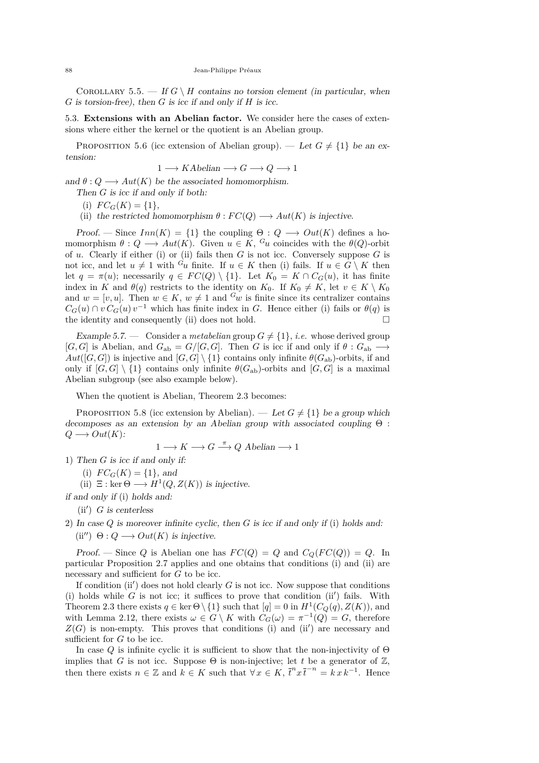Corollary 5.5. — *If $G \setminus H$ contains no torsion element (in particular, when $G$ is torsion-free), then $G$ is icc if and only if $H$ is icc.*

### 5.3. Extensions with an Abelian factor.

We consider here the cases of extensions where either the kernel or the quotient is an Abelian group.

Proposition 5.6 (icc extension of Abelian group). — *Let $G \neq \{1\}$ be an extension:*

$$1 \longrightarrow K \text{Abelian} \longrightarrow G \longrightarrow Q \longrightarrow 1$$

*and $\theta : Q \longrightarrow Aut(K)$ be the associated homomorphism.*

*Then $G$ is icc if and only if both:*

(i) $FC_G(K) = \{1\}$,

(ii) *the restricted homomorphism $\theta : FC(Q) \longrightarrow Aut(K)$ is injective.*

*Proof.* — Since $Inn(K) = \{1\}$ the coupling $\Theta : Q \longrightarrow Out(K)$ defines a homomorphism $\theta : Q \longrightarrow Aut(K)$. Given $u \in K$, ${}^G u$ coincides with the $\theta(Q)$-orbit of $u$. Clearly if either (i) or (ii) fails then $G$ is not icc. Conversely suppose $G$ is not icc, and let $u \neq 1$ with ${}^G u$ finite. If $u \in K$ then (i) fails. If $u \in G \setminus K$ then let $q = \pi(u)$; necessarily $q \in FC(Q) \setminus \{1\}$. Let $K_0 = K \cap C_G(u)$, it has finite index in $K$ and $\theta(q)$ restricts to the identity on $K_0$. If $K_0 \neq K$, let $v \in K \setminus K_0$ and $w = [v, u]$. Then $w \in K$, $w \neq 1$ and ${}^G w$ is finite since its centralizer contains $C_G(u) \cap v\, C_G(u)\, v^{-1}$ which has finite index in $G$. Hence either (i) fails or $\theta(q)$ is the identity and consequently (ii) does not hold. $\square$

*Example 5.7.* — Consider a *metabelian* group $G \neq \{1\}$, *i.e.* whose derived group $[G, G]$ is Abelian, and $G_{\mathrm{ab}} = G/[G, G]$. Then $G$ is icc if and only if $\theta : G_{\mathrm{ab}} \longrightarrow Aut([G, G])$ is injective and $[G, G] \setminus \{1\}$ contains only infinite $\theta(G_{\mathrm{ab}})$-orbits, if and only if $[G, G] \setminus \{1\}$ contains only infinite $\theta(G_{\mathrm{ab}})$-orbits and $[G, G]$ is a maximal Abelian subgroup (see also example below).

When the quotient is Abelian, Theorem 2.3 becomes:

Proposition 5.8 (icc extension by Abelian). — *Let $G \neq \{1\}$ be a group which decomposes as an extension by an Abelian group with associated coupling $\Theta : Q \longrightarrow Out(K)$:*

$$1 \longrightarrow K \longrightarrow G \xrightarrow{\pi} Q \text{ Abelian} \longrightarrow 1$$

1) *Then $G$ is icc if and only if:*

(i) $FC_G(K) = \{1\}$, *and*

(ii) $\Xi : \ker \Theta \longrightarrow H^1(Q, Z(K))$ *is injective.*

*if and only if* (i) *holds and:*

(ii′) *$G$ is centerless*

2) *In case $Q$ is moreover infinite cyclic, then $G$ is icc if and only if* (i) *holds and:*

(ii″) $\Theta : Q \longrightarrow Out(K)$ *is injective.*

*Proof.* — Since $Q$ is Abelian one has $FC(Q) = Q$ and $C_Q(FC(Q)) = Q$. In particular Proposition 2.7 applies and one obtains that conditions (i) and (ii) are necessary and sufficient for $G$ to be icc.

If condition (ii′) does not hold clearly $G$ is not icc. Now suppose that conditions (i) holds while $G$ is not icc; it suffices to prove that condition (ii′) fails. With Theorem 2.3 there exists $q \in \ker \Theta \setminus \{1\}$ such that $[q] = 0$ in $H^1(C_Q(q), Z(K))$, and with Lemma 2.12, there exists $\omega \in G \setminus K$ with $C_G(\omega) = \pi^{-1}(Q) = G$, therefore $Z(G)$ is non-empty. This proves that conditions (i) and (ii′) are necessary and sufficient for $G$ to be icc.

In case $Q$ is infinite cyclic it is sufficient to show that the non-injectivity of $\Theta$ implies that $G$ is not icc. Suppose $\Theta$ is non-injective; let $t$ be a generator of $\mathbb{Z}$, then there exists $n \in \mathbb{Z}$ and $k \in K$ such that $\forall\, x \in K$, $\bar{t}^n x\, \bar{t}^{-n} = k\, x\, k^{-1}$. Hence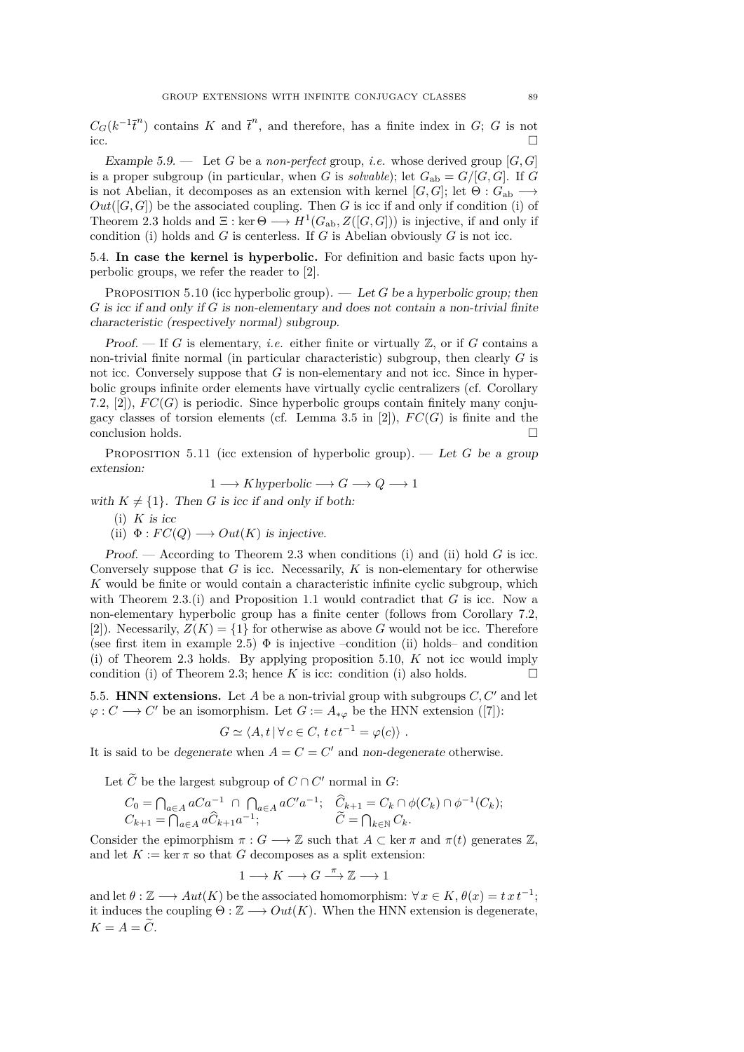$C_G(k^{-1}\overline{t}^n)$ contains $K$ and $\overline{t}^n$, and therefore, has a finite index in $G$; $G$ is not icc. □

*Example 5.9.* — Let $G$ be a *non-perfect* group, *i.e.* whose derived group $[G,G]$ is a proper subgroup (in particular, when $G$ is *solvable*); let $G_{\text{ab}} = G/[G,G]$. If $G$ is not Abelian, it decomposes as an extension with kernel $[G,G]$; let $\Theta : G_{\text{ab}} \longrightarrow Out([G,G])$ be the associated coupling. Then $G$ is icc if and only if condition (i) of Theorem 2.3 holds and $\Xi : \ker \Theta \longrightarrow H^1(G_{\text{ab}}, Z([G,G]))$ is injective, if and only if condition (i) holds and $G$ is centerless. If $G$ is Abelian obviously $G$ is not icc.

5.4. **In case the kernel is hyperbolic.** For definition and basic facts upon hyperbolic groups, we refer the reader to [2].

Proposition 5.10 (icc hyperbolic group). — *Let $G$ be a hyperbolic group; then $G$ is icc if and only if $G$ is non-elementary and does not contain a non-trivial finite characteristic (respectively normal) subgroup.*

*Proof.* — If $G$ is elementary, *i.e.* either finite or virtually $\mathbb{Z}$, or if $G$ contains a non-trivial finite normal (in particular characteristic) subgroup, then clearly $G$ is not icc. Conversely suppose that $G$ is non-elementary and not icc. Since in hyperbolic groups infinite order elements have virtually cyclic centralizers (cf. Corollary 7.2, [2]), $FC(G)$ is periodic. Since hyperbolic groups contain finitely many conjugacy classes of torsion elements (cf. Lemma 3.5 in [2]), $FC(G)$ is finite and the conclusion holds. □

Proposition 5.11 (icc extension of hyperbolic group). — *Let $G$ be a group extension:*

$$1 \longrightarrow K \, hyperbolic \longrightarrow G \longrightarrow Q \longrightarrow 1$$

*with $K \neq \{1\}$. Then $G$ is icc if and only if both:*

(i) *$K$ is icc*
(ii) *$\Phi : FC(Q) \longrightarrow Out(K)$ is injective.*

*Proof.* — According to Theorem 2.3 when conditions (i) and (ii) hold $G$ is icc. Conversely suppose that $G$ is icc. Necessarily, $K$ is non-elementary for otherwise $K$ would be finite or would contain a characteristic infinite cyclic subgroup, which with Theorem 2.3.(i) and Proposition 1.1 would contradict that $G$ is icc. Now a non-elementary hyperbolic group has a finite center (follows from Corollary 7.2, [2]). Necessarily, $Z(K) = \{1\}$ for otherwise as above $G$ would not be icc. Therefore (see first item in example 2.5) $\Phi$ is injective –condition (ii) holds– and condition (i) of Theorem 2.3 holds. By applying proposition 5.10, $K$ not icc would imply condition (i) of Theorem 2.3; hence $K$ is icc: condition (i) also holds. □

5.5. **HNN extensions.** Let $A$ be a non-trivial group with subgroups $C, C'$ and let $\varphi : C \longrightarrow C'$ be an isomorphism. Let $G := A_{*\varphi}$ be the HNN extension ([7]):

$$G \simeq \langle A, t \,|\, \forall\, c \in C,\; t\,c\,t^{-1} = \varphi(c)\rangle \;.$$

It is said to be *degenerate* when $A = C = C'$ and *non-degenerate* otherwise.

Let $\widetilde{C}$ be the largest subgroup of $C \cap C'$ normal in $G$:

$$\begin{array}{ll} C_0 = \bigcap_{a\in A} aCa^{-1} \;\cap\; \bigcap_{a\in A} aC'a^{-1}; & \widehat{C}_{k+1} = C_k \cap \phi(C_k) \cap \phi^{-1}(C_k); \\ C_{k+1} = \bigcap_{a\in A} a\widehat{C}_{k+1}a^{-1}; & \widetilde{C} = \bigcap_{k\in\mathbb{N}} C_k. \end{array}$$

Consider the epimorphism $\pi : G \longrightarrow \mathbb{Z}$ such that $A \subset \ker \pi$ and $\pi(t)$ generates $\mathbb{Z}$, and let $K := \ker \pi$ so that $G$ decomposes as a split extension:

$$1 \longrightarrow K \longrightarrow G \overset{\pi}{\longrightarrow} \mathbb{Z} \longrightarrow 1$$

and let $\theta : \mathbb{Z} \longrightarrow Aut(K)$ be the associated homomorphism: $\forall\, x \in K, \theta(x) = t\,x\,t^{-1}$; it induces the coupling $\Theta : \mathbb{Z} \longrightarrow Out(K)$. When the HNN extension is degenerate, $K = A = \widetilde{C}$.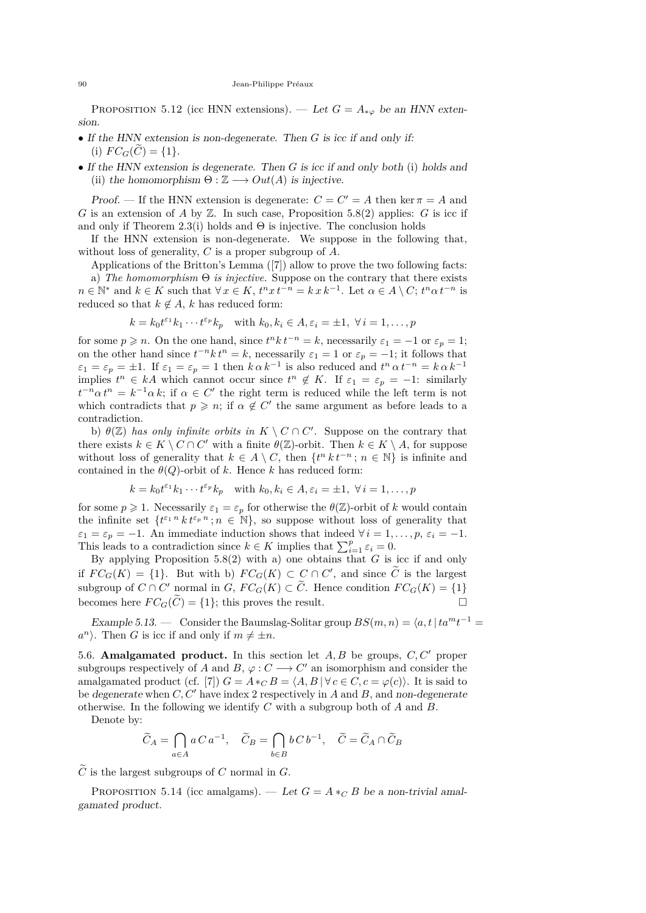Proposition 5.12 (icc HNN extensions). — *Let $G = A_{*\varphi}$ be an HNN extension.*

- *If the HNN extension is non-degenerate. Then $G$ is icc if and only if:*
  (i) $FC_G(\widetilde{C}) = \{1\}$.
- *If the HNN extension is degenerate. Then $G$ is icc if and only both* (i) *holds and* (ii) *the homomorphism $\Theta : \mathbb{Z} \longrightarrow Out(A)$ is injective.*

*Proof.* — If the HNN extension is degenerate: $C = C' = A$ then $\ker \pi = A$ and $G$ is an extension of $A$ by $\mathbb{Z}$. In such case, Proposition 5.8(2) applies: $G$ is icc if and only if Theorem 2.3(i) holds and $\Theta$ is injective. The conclusion holds

If the HNN extension is non-degenerate. We suppose in the following that, without loss of generality, $C$ is a proper subgroup of $A$.

Applications of the Britton's Lemma ([7]) allow to prove the two following facts:

a) *The homomorphism $\Theta$ is injective.* Suppose on the contrary that there exists $n \in \mathbb{N}^*$ and $k \in K$ such that $\forall x \in K$, $t^n x\, t^{-n} = k\, x\, k^{-1}$. Let $\alpha \in A \setminus C$; $t^n \alpha\, t^{-n}$ is reduced so that $k \notin A$, $k$ has reduced form:

$$k = k_0 t^{\varepsilon_1} k_1 \cdots t^{\varepsilon_p} k_p \quad \text{with } k_0, k_i \in A, \varepsilon_i = \pm 1,\ \forall\, i = 1, \ldots, p$$

for some $p \geqslant n$. On the one hand, since $t^n k\, t^{-n} = k$, necessarily $\varepsilon_1 = -1$ or $\varepsilon_p = 1$; on the other hand since $t^{-n} k\, t^n = k$, necessarily $\varepsilon_1 = 1$ or $\varepsilon_p = -1$; it follows that $\varepsilon_1 = \varepsilon_p = \pm 1$. If $\varepsilon_1 = \varepsilon_p = 1$ then $k\, \alpha\, k^{-1}$ is also reduced and $t^n\, \alpha\, t^{-n} = k\, \alpha\, k^{-1}$ implies $t^n \in kA$ which cannot occur since $t^n \notin K$. If $\varepsilon_1 = \varepsilon_p = -1$: similarly $t^{-n} \alpha\, t^n = k^{-1} \alpha\, k$; if $\alpha \in C'$ the right term is reduced while the left term is not which contradicts that $p \geqslant n$; if $\alpha \notin C'$ the same argument as before leads to a contradiction.

b) *$\theta(\mathbb{Z})$ has only infinite orbits in $K \setminus C \cap C'$.* Suppose on the contrary that there exists $k \in K \setminus C \cap C'$ with a finite $\theta(\mathbb{Z})$-orbit. Then $k \in K \setminus A$, for suppose without loss of generality that $k \in A \setminus C$, then $\{t^n\, k\, t^{-n}\,;\, n \in \mathbb{N}\}$ is infinite and contained in the $\theta(Q)$-orbit of $k$. Hence $k$ has reduced form:

$$k = k_0 t^{\varepsilon_1} k_1 \cdots t^{\varepsilon_p} k_p \quad \text{with } k_0, k_i \in A, \varepsilon_i = \pm 1,\ \forall\, i = 1, \ldots, p$$

for some $p \geqslant 1$. Necessarily $\varepsilon_1 = \varepsilon_p$ for otherwise the $\theta(\mathbb{Z})$-orbit of $k$ would contain the infinite set $\{t^{\varepsilon_1 n}\, k\, t^{\varepsilon_p n}\,;\, n \in \mathbb{N}\}$, so suppose without loss of generality that $\varepsilon_1 = \varepsilon_p = -1$. An immediate induction shows that indeed $\forall\, i = 1, \ldots, p$, $\varepsilon_i = -1$. This leads to a contradiction since $k \in K$ implies that $\sum_{i=1}^{p} \varepsilon_i = 0$.

By applying Proposition 5.8(2) with a) one obtains that $G$ is icc if and only if $FC_G(K) = \{1\}$. But with b) $FC_G(K) \subset C \cap C'$, and since $\widetilde{C}$ is the largest subgroup of $C \cap C'$ normal in $G$, $FC_G(K) \subset \widetilde{C}$. Hence condition $FC_G(K) = \{1\}$ becomes here $FC_G(\widetilde{C}) = \{1\}$; this proves the result. $\square$

*Example 5.13.* — Consider the Baumslag-Solitar group $BS(m,n) = \langle a, t \,|\, t a^m t^{-1} = a^n \rangle$. Then $G$ is icc if and only if $m \neq \pm n$.

5.6. **Amalgamated product.** In this section let $A, B$ be groups, $C, C'$ proper subgroups respectively of $A$ and $B$, $\varphi : C \longrightarrow C'$ an isomorphism and consider the amalgamated product (cf. [7]) $G = A *_C B = \langle A, B \,|\, \forall\, c \in C, c = \varphi(c) \rangle$. It is said to be *degenerate* when $C, C'$ have index 2 respectively in $A$ and $B$, and *non-degenerate* otherwise. In the following we identify $C$ with a subgroup both of $A$ and $B$.

Denote by:

$$\widetilde{C}_A = \bigcap_{a \in A} a\, C\, a^{-1}, \quad \widetilde{C}_B = \bigcap_{b \in B} b\, C\, b^{-1}, \quad \widetilde{C} = \widetilde{C}_A \cap \widetilde{C}_B$$

$\widetilde{C}$ is the largest subgroups of $C$ normal in $G$.

Proposition 5.14 (icc amalgams). — *Let $G = A *_C B$ be a non-trivial amalgamated product.*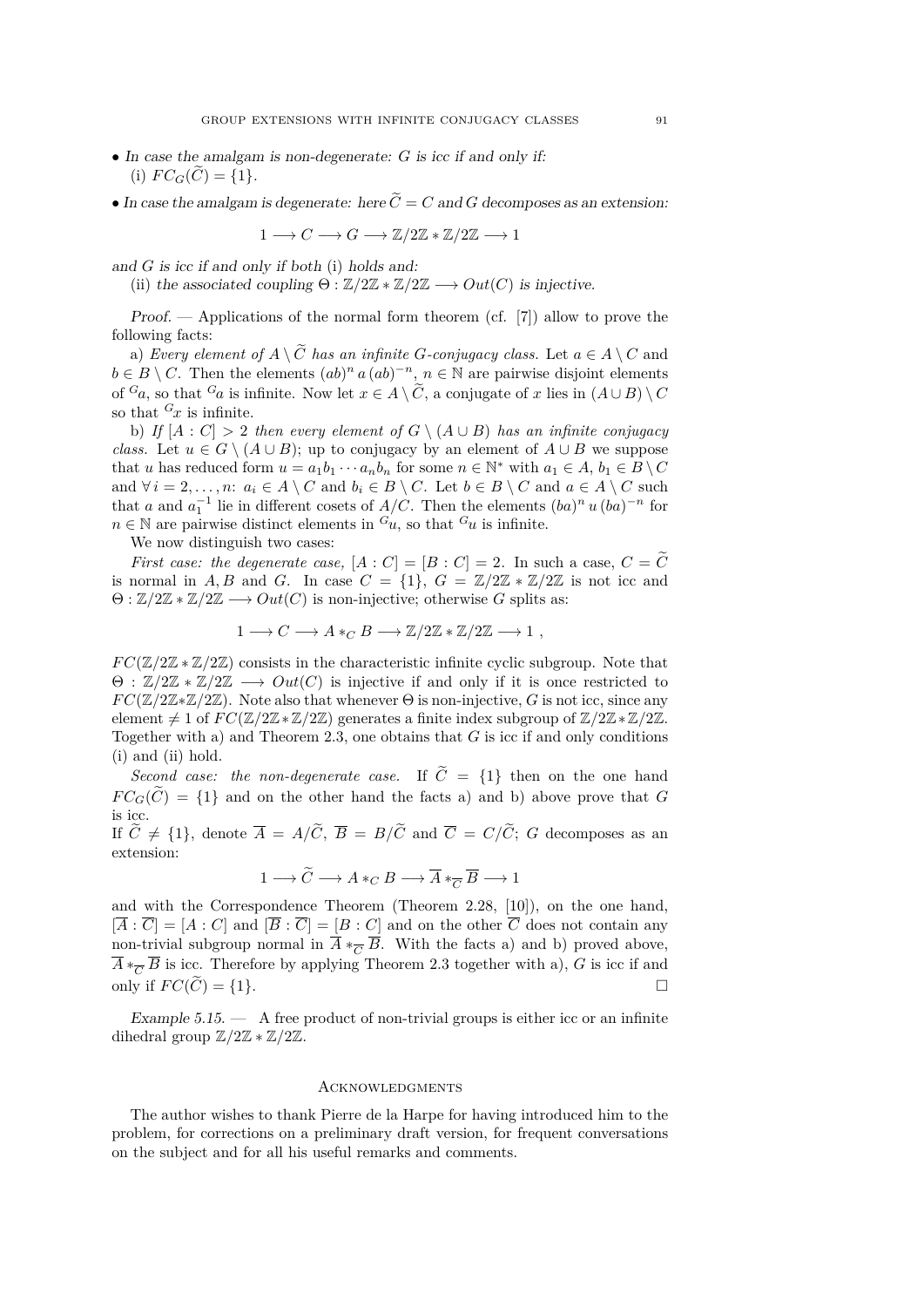- *In case the amalgam is non-degenerate: $G$ is icc if and only if:*
  (i) $FC_G(\widetilde{C}) = \{1\}$.
- *In case the amalgam is degenerate: here $\widetilde{C} = C$ and $G$ decomposes as an extension:*

$$1 \longrightarrow C \longrightarrow G \longrightarrow \mathbb{Z}/2\mathbb{Z} * \mathbb{Z}/2\mathbb{Z} \longrightarrow 1$$

*and $G$ is icc if and only if both* (i) *holds and:*
(ii) *the associated coupling $\Theta : \mathbb{Z}/2\mathbb{Z} * \mathbb{Z}/2\mathbb{Z} \longrightarrow Out(C)$ is injective.*

*Proof.* — Applications of the normal form theorem (cf. [7]) allow to prove the following facts:

a) *Every element of $A \setminus \widetilde{C}$ has an infinite $G$-conjugacy class.* Let $a \in A \setminus C$ and $b \in B \setminus C$. Then the elements $(ab)^n \, a \, (ab)^{-n}$, $n \in \mathbb{N}$ are pairwise disjoint elements of ${}^G a$, so that ${}^G a$ is infinite. Now let $x \in A \setminus \widetilde{C}$, a conjugate of $x$ lies in $(A \cup B) \setminus C$ so that ${}^G x$ is infinite.

b) *If $[A : C] > 2$ then every element of $G \setminus (A \cup B)$ has an infinite conjugacy class.* Let $u \in G \setminus (A \cup B)$; up to conjugacy by an element of $A \cup B$ we suppose that $u$ has reduced form $u = a_1 b_1 \cdots a_n b_n$ for some $n \in \mathbb{N}^*$ with $a_1 \in A$, $b_1 \in B \setminus C$ and $\forall \, i = 2, \ldots, n$: $a_i \in A \setminus C$ and $b_i \in B \setminus C$. Let $b \in B \setminus C$ and $a \in A \setminus C$ such that $a$ and $a_1^{-1}$ lie in different cosets of $A/C$. Then the elements $(ba)^n \, u \, (ba)^{-n}$ for $n \in \mathbb{N}$ are pairwise distinct elements in ${}^G u$, so that ${}^G u$ is infinite.

We now distinguish two cases:

*First case: the degenerate case,* $[A : C] = [B : C] = 2$. In such a case, $C = \widetilde{C}$ is normal in $A, B$ and $G$. In case $C = \{1\}$, $G = \mathbb{Z}/2\mathbb{Z} * \mathbb{Z}/2\mathbb{Z}$ is not icc and $\Theta : \mathbb{Z}/2\mathbb{Z} * \mathbb{Z}/2\mathbb{Z} \longrightarrow Out(C)$ is non-injective; otherwise $G$ splits as:

$$1 \longrightarrow C \longrightarrow A *_C B \longrightarrow \mathbb{Z}/2\mathbb{Z} * \mathbb{Z}/2\mathbb{Z} \longrightarrow 1 \; ,$$

$FC(\mathbb{Z}/2\mathbb{Z} * \mathbb{Z}/2\mathbb{Z})$ consists in the characteristic infinite cyclic subgroup. Note that $\Theta : \mathbb{Z}/2\mathbb{Z} * \mathbb{Z}/2\mathbb{Z} \longrightarrow Out(C)$ is injective if and only if it is once restricted to $FC(\mathbb{Z}/2\mathbb{Z} * \mathbb{Z}/2\mathbb{Z})$. Note also that whenever $\Theta$ is non-injective, $G$ is not icc, since any element $\neq 1$ of $FC(\mathbb{Z}/2\mathbb{Z} * \mathbb{Z}/2\mathbb{Z})$ generates a finite index subgroup of $\mathbb{Z}/2\mathbb{Z} * \mathbb{Z}/2\mathbb{Z}$. Together with a) and Theorem 2.3, one obtains that $G$ is icc if and only conditions (i) and (ii) hold.

*Second case: the non-degenerate case.* If $\widetilde{C} = \{1\}$ then on the one hand $FC_G(\widetilde{C}) = \{1\}$ and on the other hand the facts a) and b) above prove that $G$ is icc.
If $\widetilde{C} \neq \{1\}$, denote $\overline{A} = A/\widetilde{C}$, $\overline{B} = B/\widetilde{C}$ and $\overline{C} = C/\widetilde{C}$; $G$ decomposes as an extension:

$$1 \longrightarrow \widetilde{C} \longrightarrow A *_C B \longrightarrow \overline{A} *_{\overline{C}} \overline{B} \longrightarrow 1$$

and with the Correspondence Theorem (Theorem 2.28, [10]), on the one hand, $[\overline{A} : \overline{C}] = [A : C]$ and $[\overline{B} : \overline{C}] = [B : C]$ and on the other $\overline{C}$ does not contain any non-trivial subgroup normal in $\overline{A} *_{\overline{C}} \overline{B}$. With the facts a) and b) proved above, $\overline{A} *_{\overline{C}} \overline{B}$ is icc. Therefore by applying Theorem 2.3 together with a), $G$ is icc if and only if $FC(\widetilde{C}) = \{1\}$. □

*Example 5.15.* — A free product of non-trivial groups is either icc or an infinite dihedral group $\mathbb{Z}/2\mathbb{Z} * \mathbb{Z}/2\mathbb{Z}$.

## Acknowledgments

The author wishes to thank Pierre de la Harpe for having introduced him to the problem, for corrections on a preliminary draft version, for frequent conversations on the subject and for all his useful remarks and comments.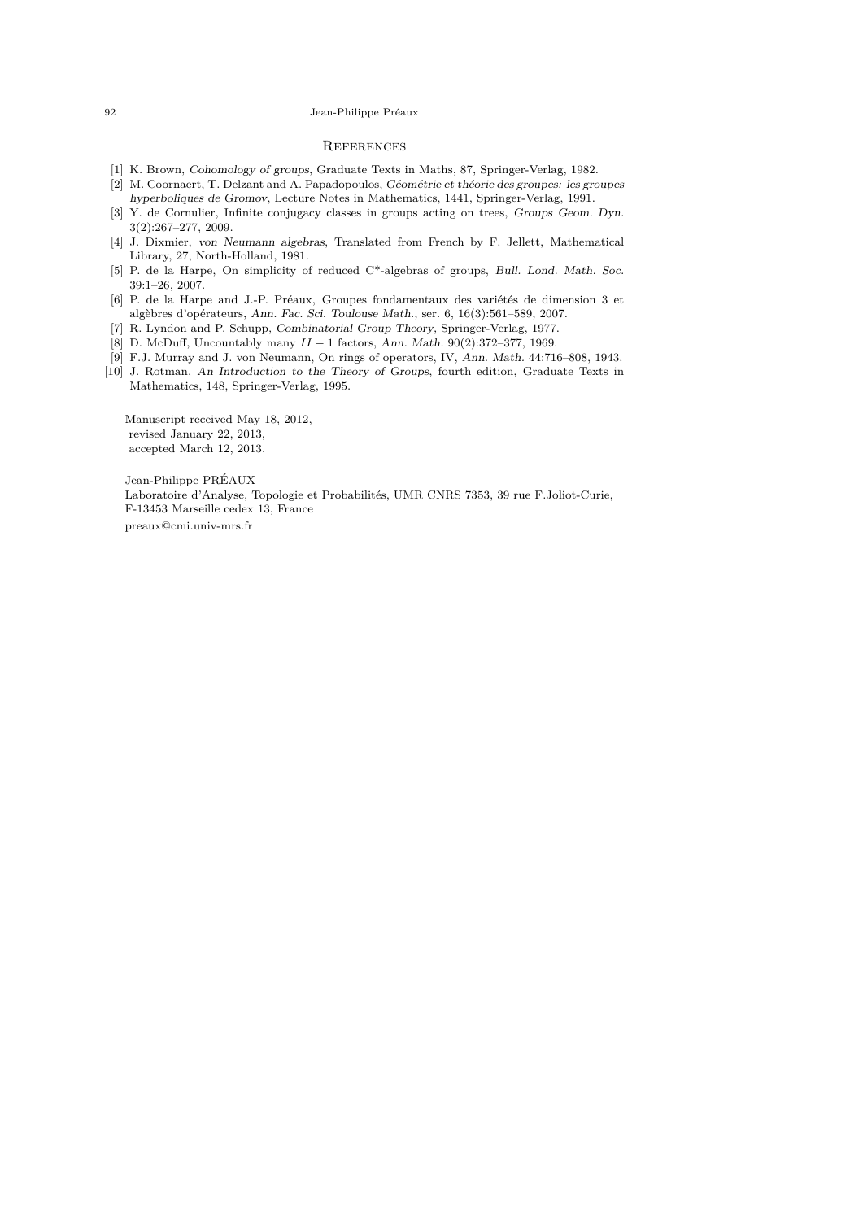## References

[1] K. Brown, *Cohomology of groups*, Graduate Texts in Maths, 87, Springer-Verlag, 1982.

[2] M. Coornaert, T. Delzant and A. Papadopoulos, *Géométrie et théorie des groupes: les groupes hyperboliques de Gromov*, Lecture Notes in Mathematics, 1441, Springer-Verlag, 1991.

[3] Y. de Cornulier, Infinite conjugacy classes in groups acting on trees, *Groups Geom. Dyn.* 3(2):267–277, 2009.

[4] J. Dixmier, *von Neumann algebras*, Translated from French by F. Jellett, Mathematical Library, 27, North-Holland, 1981.

[5] P. de la Harpe, On simplicity of reduced C*-algebras of groups, *Bull. Lond. Math. Soc.* 39:1–26, 2007.

[6] P. de la Harpe and J.-P. Préaux, Groupes fondamentaux des variétés de dimension 3 et algèbres d'opérateurs, *Ann. Fac. Sci. Toulouse Math.*, ser. 6, 16(3):561–589, 2007.

[7] R. Lyndon and P. Schupp, *Combinatorial Group Theory*, Springer-Verlag, 1977.

[8] D. McDuff, Uncountably many $II-1$ factors, *Ann. Math.* 90(2):372–377, 1969.

[9] F.J. Murray and J. von Neumann, On rings of operators, IV, *Ann. Math.* 44:716–808, 1943.

[10] J. Rotman, *An Introduction to the Theory of Groups*, fourth edition, Graduate Texts in Mathematics, 148, Springer-Verlag, 1995.

Manuscript received May 18, 2012,
revised January 22, 2013,
accepted March 12, 2013.

Jean-Philippe PRÉAUX
Laboratoire d'Analyse, Topologie et Probabilités, UMR CNRS 7353, 39 rue F.Joliot-Curie, F-13453 Marseille cedex 13, France
preaux@cmi.univ-mrs.fr